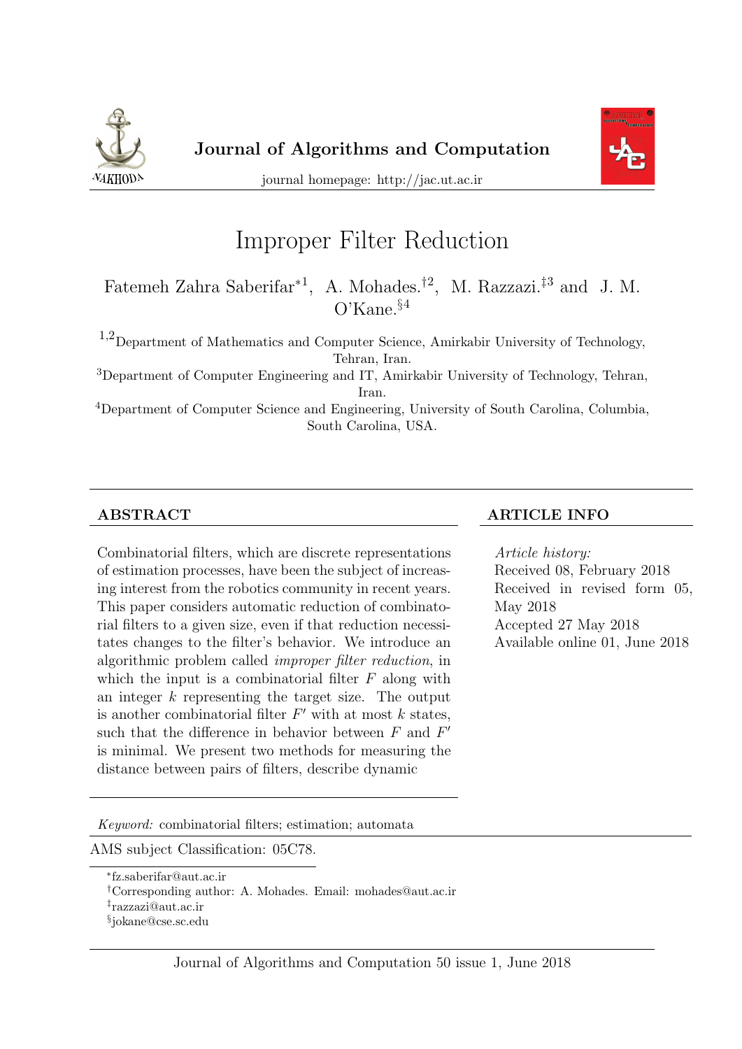# Improper Filter Reduction

Fatemeh Zahra Saberifar*[1], A. Mohades.†[2], M. Razzazi.‡[3] and J. M. O'Kane.§[4]

[1,2]Department of Mathematics and Computer Science, Amirkabir University of Technology, Tehran, Iran.

[3]Department of Computer Engineering and IT, Amirkabir University of Technology, Tehran, Iran.

[4]Department of Computer Science and Engineering, University of South Carolina, Columbia, South Carolina, USA.

## ABSTRACT

Combinatorial filters, which are discrete representations of estimation processes, have been the subject of increasing interest from the robotics community in recent years. This paper considers automatic reduction of combinatorial filters to a given size, even if that reduction necessitates changes to the filter's behavior. We introduce an algorithmic problem called *improper filter reduction*, in which the input is a combinatorial filter $F$ along with an integer $k$ representing the target size. The output is another combinatorial filter $F'$ with at most $k$ states, such that the difference in behavior between $F$ and $F'$ is minimal. We present two methods for measuring the distance between pairs of filters, describe dynamic

## ARTICLE INFO

*Article history:*
Received 08, February 2018
Received in revised form 05, May 2018
Accepted 27 May 2018
Available online 01, June 2018

*Keyword:* combinatorial filters; estimation; automata

AMS subject Classification: 05C78.

*fz.saberifar@aut.ac.ir

†Corresponding author: A. Mohades. Email: mohades@aut.ac.ir

‡razzazi@aut.ac.ir

§jokane@cse.sc.edu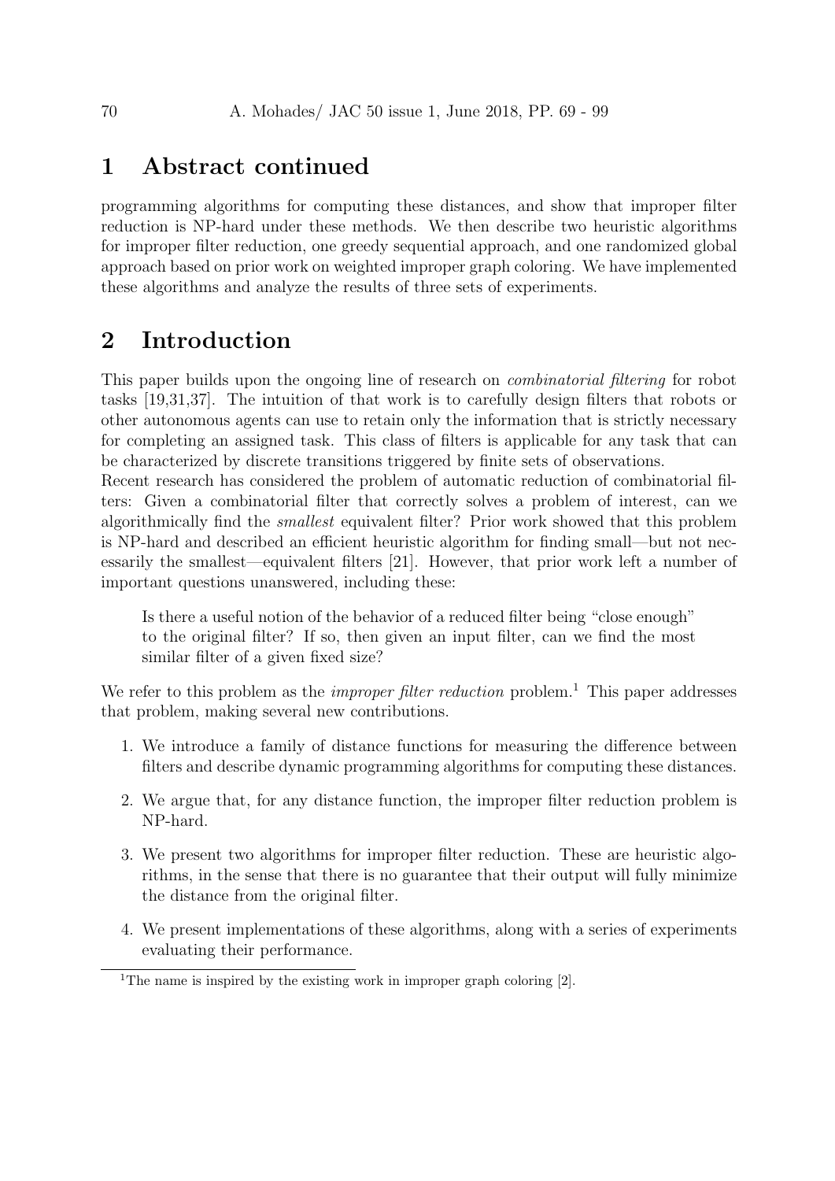# 1 Abstract continued

programming algorithms for computing these distances, and show that improper filter reduction is NP-hard under these methods. We then describe two heuristic algorithms for improper filter reduction, one greedy sequential approach, and one randomized global approach based on prior work on weighted improper graph coloring. We have implemented these algorithms and analyze the results of three sets of experiments.

# 2 Introduction

This paper builds upon the ongoing line of research on *combinatorial filtering* for robot tasks [19,31,37]. The intuition of that work is to carefully design filters that robots or other autonomous agents can use to retain only the information that is strictly necessary for completing an assigned task. This class of filters is applicable for any task that can be characterized by discrete transitions triggered by finite sets of observations.
Recent research has considered the problem of automatic reduction of combinatorial filters: Given a combinatorial filter that correctly solves a problem of interest, can we algorithmically find the *smallest* equivalent filter? Prior work showed that this problem is NP-hard and described an efficient heuristic algorithm for finding small—but not necessarily the smallest—equivalent filters [21]. However, that prior work left a number of important questions unanswered, including these:

> Is there a useful notion of the behavior of a reduced filter being "close enough" to the original filter? If so, then given an input filter, can we find the most similar filter of a given fixed size?

We refer to this problem as the *improper filter reduction* problem.[1] This paper addresses that problem, making several new contributions.

1. We introduce a family of distance functions for measuring the difference between filters and describe dynamic programming algorithms for computing these distances.
2. We argue that, for any distance function, the improper filter reduction problem is NP-hard.
3. We present two algorithms for improper filter reduction. These are heuristic algorithms, in the sense that there is no guarantee that their output will fully minimize the distance from the original filter.
4. We present implementations of these algorithms, along with a series of experiments evaluating their performance.

[1] The name is inspired by the existing work in improper graph coloring [2].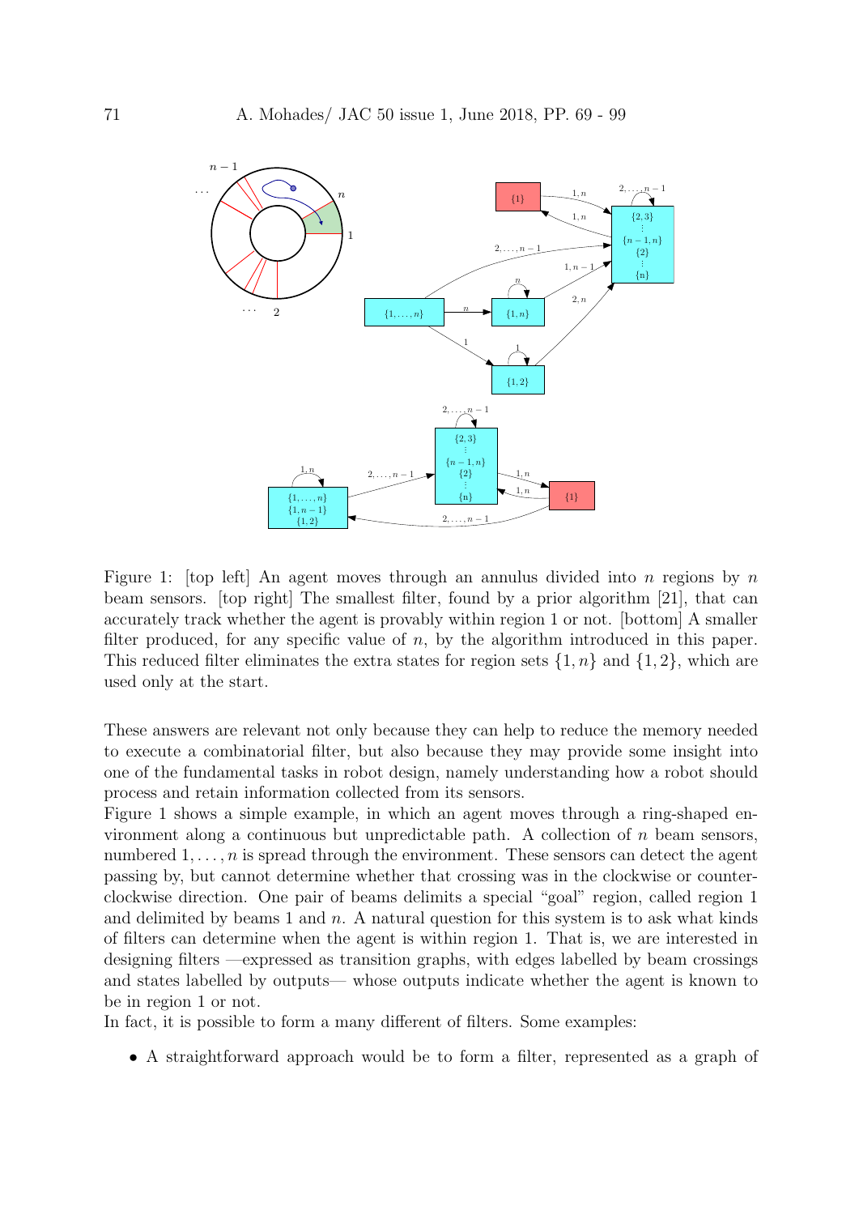Figure 1: [top left] An agent moves through an annulus divided into $n$ regions by $n$ beam sensors. [top right] The smallest filter, found by a prior algorithm [21], that can accurately track whether the agent is provably within region 1 or not. [bottom] A smaller filter produced, for any specific value of $n$, by the algorithm introduced in this paper. This reduced filter eliminates the extra states for region sets $\{1, n\}$ and $\{1, 2\}$, which are used only at the start.

These answers are relevant not only because they can help to reduce the memory needed to execute a combinatorial filter, but also because they may provide some insight into one of the fundamental tasks in robot design, namely understanding how a robot should process and retain information collected from its sensors.

Figure 1 shows a simple example, in which an agent moves through a ring-shaped environment along a continuous but unpredictable path. A collection of $n$ beam sensors, numbered $1, \ldots, n$ is spread through the environment. These sensors can detect the agent passing by, but cannot determine whether that crossing was in the clockwise or counterclockwise direction. One pair of beams delimits a special "goal" region, called region 1 and delimited by beams 1 and $n$. A natural question for this system is to ask what kinds of filters can determine when the agent is within region 1. That is, we are interested in designing filters —expressed as transition graphs, with edges labelled by beam crossings and states labelled by outputs— whose outputs indicate whether the agent is known to be in region 1 or not.

In fact, it is possible to form a many different of filters. Some examples:

- A straightforward approach would be to form a filter, represented as a graph of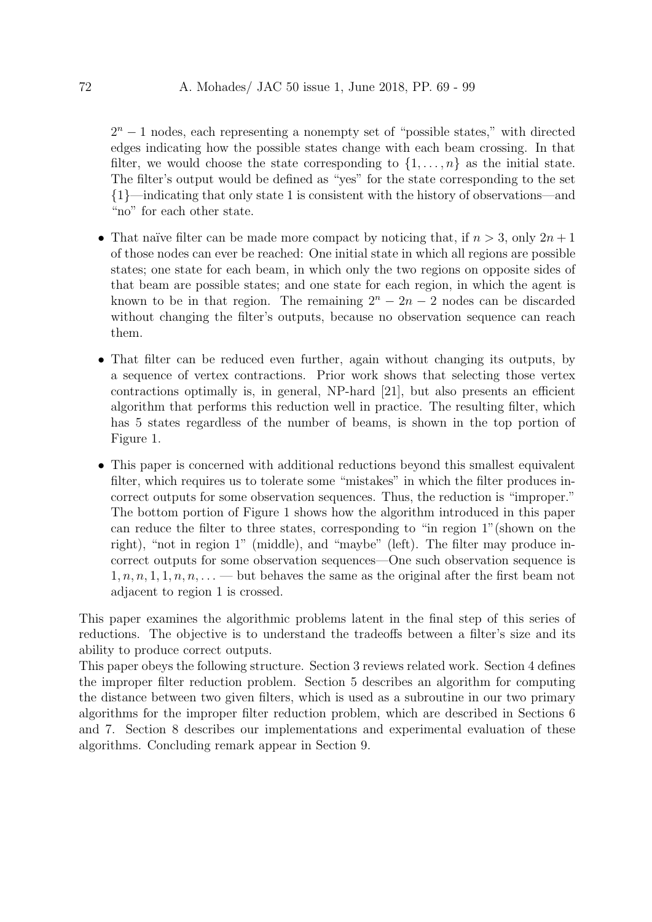$2^n - 1$ nodes, each representing a nonempty set of "possible states," with directed edges indicating how the possible states change with each beam crossing. In that filter, we would choose the state corresponding to $\{1, \ldots, n\}$ as the initial state. The filter's output would be defined as "yes" for the state corresponding to the set $\{1\}$—indicating that only state 1 is consistent with the history of observations—and "no" for each other state.

- That naïve filter can be made more compact by noticing that, if $n > 3$, only $2n + 1$ of those nodes can ever be reached: One initial state in which all regions are possible states; one state for each beam, in which only the two regions on opposite sides of that beam are possible states; and one state for each region, in which the agent is known to be in that region. The remaining $2^n - 2n - 2$ nodes can be discarded without changing the filter's outputs, because no observation sequence can reach them.
- That filter can be reduced even further, again without changing its outputs, by a sequence of vertex contractions. Prior work shows that selecting those vertex contractions optimally is, in general, NP-hard [21], but also presents an efficient algorithm that performs this reduction well in practice. The resulting filter, which has 5 states regardless of the number of beams, is shown in the top portion of Figure 1.
- This paper is concerned with additional reductions beyond this smallest equivalent filter, which requires us to tolerate some "mistakes" in which the filter produces incorrect outputs for some observation sequences. Thus, the reduction is "improper." The bottom portion of Figure 1 shows how the algorithm introduced in this paper can reduce the filter to three states, corresponding to "in region 1"(shown on the right), "not in region 1" (middle), and "maybe" (left). The filter may produce incorrect outputs for some observation sequences—One such observation sequence is $1, n, n, 1, 1, n, n, \ldots$ — but behaves the same as the original after the first beam not adjacent to region 1 is crossed.

This paper examines the algorithmic problems latent in the final step of this series of reductions. The objective is to understand the tradeoffs between a filter's size and its ability to produce correct outputs.

This paper obeys the following structure. Section 3 reviews related work. Section 4 defines the improper filter reduction problem. Section 5 describes an algorithm for computing the distance between two given filters, which is used as a subroutine in our two primary algorithms for the improper filter reduction problem, which are described in Sections 6 and 7. Section 8 describes our implementations and experimental evaluation of these algorithms. Concluding remark appear in Section 9.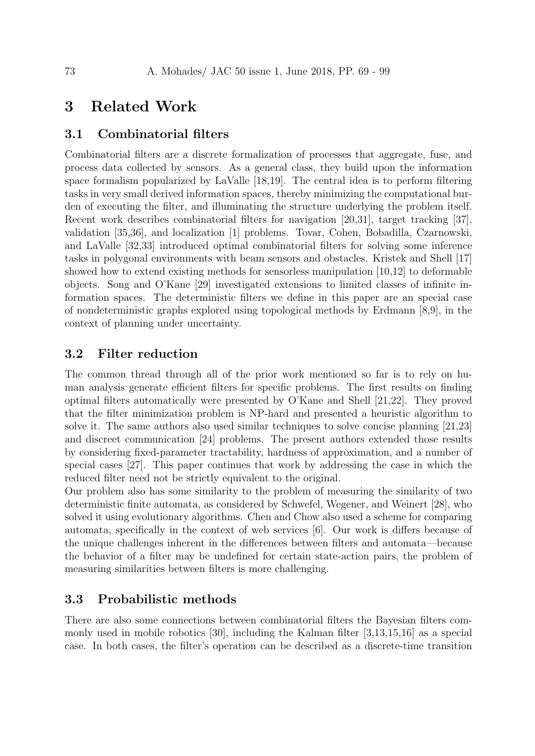# 3 Related Work

## 3.1 Combinatorial filters

Combinatorial filters are a discrete formalization of processes that aggregate, fuse, and process data collected by sensors. As a general class, they build upon the information space formalism popularized by LaValle [18,19]. The central idea is to perform filtering tasks in very small derived information spaces, thereby minimizing the computational burden of executing the filter, and illuminating the structure underlying the problem itself. Recent work describes combinatorial filters for navigation [20,31], target tracking [37], validation [35,36], and localization [1] problems. Tovar, Cohen, Bobadilla, Czarnowski, and LaValle [32,33] introduced optimal combinatorial filters for solving some inference tasks in polygonal environments with beam sensors and obstacles. Kristek and Shell [17] showed how to extend existing methods for sensorless manipulation [10,12] to deformable objects. Song and O'Kane [29] investigated extensions to limited classes of infinite information spaces. The deterministic filters we define in this paper are an special case of nondeterministic graphs explored using topological methods by Erdmann [8,9], in the context of planning under uncertainty.

## 3.2 Filter reduction

The common thread through all of the prior work mentioned so far is to rely on human analysis generate efficient filters for specific problems. The first results on finding optimal filters automatically were presented by O'Kane and Shell [21,22]. They proved that the filter minimization problem is NP-hard and presented a heuristic algorithm to solve it. The same authors also used similar techniques to solve concise planning [21,23] and discreet communication [24] problems. The present authors extended those results by considering fixed-parameter tractability, hardness of approximation, and a number of special cases [27]. This paper continues that work by addressing the case in which the reduced filter need not be strictly equivalent to the original.

Our problem also has some similarity to the problem of measuring the similarity of two deterministic finite automata, as considered by Schwefel, Wegener, and Weinert [28], who solved it using evolutionary algorithms. Chen and Chow also used a scheme for comparing automata, specifically in the context of web services [6]. Our work is differs because of the unique challenges inherent in the differences between filters and automata—because the behavior of a filter may be undefined for certain state-action pairs, the problem of measuring similarities between filters is more challenging.

## 3.3 Probabilistic methods

There are also some connections between combinatorial filters the Bayesian filters commonly used in mobile robotics [30], including the Kalman filter [3,13,15,16] as a special case. In both cases, the filter's operation can be described as a discrete-time transition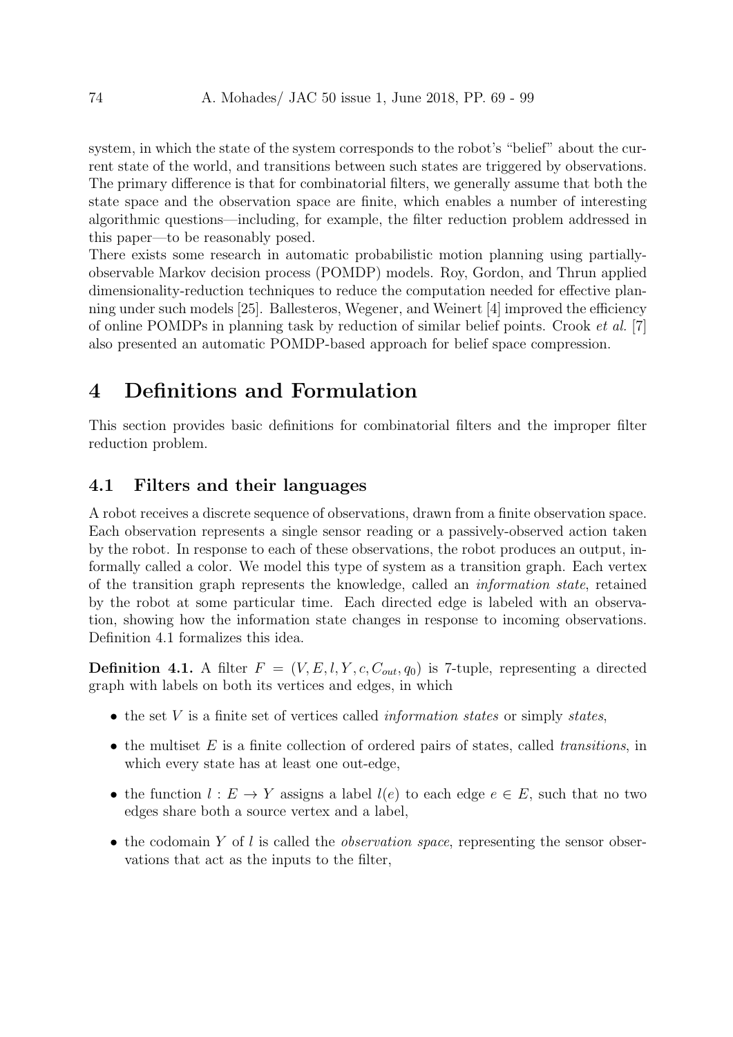system, in which the state of the system corresponds to the robot's "belief" about the current state of the world, and transitions between such states are triggered by observations. The primary difference is that for combinatorial filters, we generally assume that both the state space and the observation space are finite, which enables a number of interesting algorithmic questions—including, for example, the filter reduction problem addressed in this paper—to be reasonably posed.

There exists some research in automatic probabilistic motion planning using partially-observable Markov decision process (POMDP) models. Roy, Gordon, and Thrun applied dimensionality-reduction techniques to reduce the computation needed for effective planning under such models [25]. Ballesteros, Wegener, and Weinert [4] improved the efficiency of online POMDPs in planning task by reduction of similar belief points. Crook *et al.* [7] also presented an automatic POMDP-based approach for belief space compression.

# 4 Definitions and Formulation

This section provides basic definitions for combinatorial filters and the improper filter reduction problem.

## 4.1 Filters and their languages

A robot receives a discrete sequence of observations, drawn from a finite observation space. Each observation represents a single sensor reading or a passively-observed action taken by the robot. In response to each of these observations, the robot produces an output, informally called a color. We model this type of system as a transition graph. Each vertex of the transition graph represents the knowledge, called an *information state*, retained by the robot at some particular time. Each directed edge is labeled with an observation, showing how the information state changes in response to incoming observations. Definition 4.1 formalizes this idea.

**Definition 4.1.** A filter $F = (V, E, l, Y, c, C_{out}, q_0)$ is 7-tuple, representing a directed graph with labels on both its vertices and edges, in which

- the set $V$ is a finite set of vertices called *information states* or simply *states*,
- the multiset $E$ is a finite collection of ordered pairs of states, called *transitions*, in which every state has at least one out-edge,
- the function $l : E \to Y$ assigns a label $l(e)$ to each edge $e \in E$, such that no two edges share both a source vertex and a label,
- the codomain $Y$ of $l$ is called the *observation space*, representing the sensor observations that act as the inputs to the filter,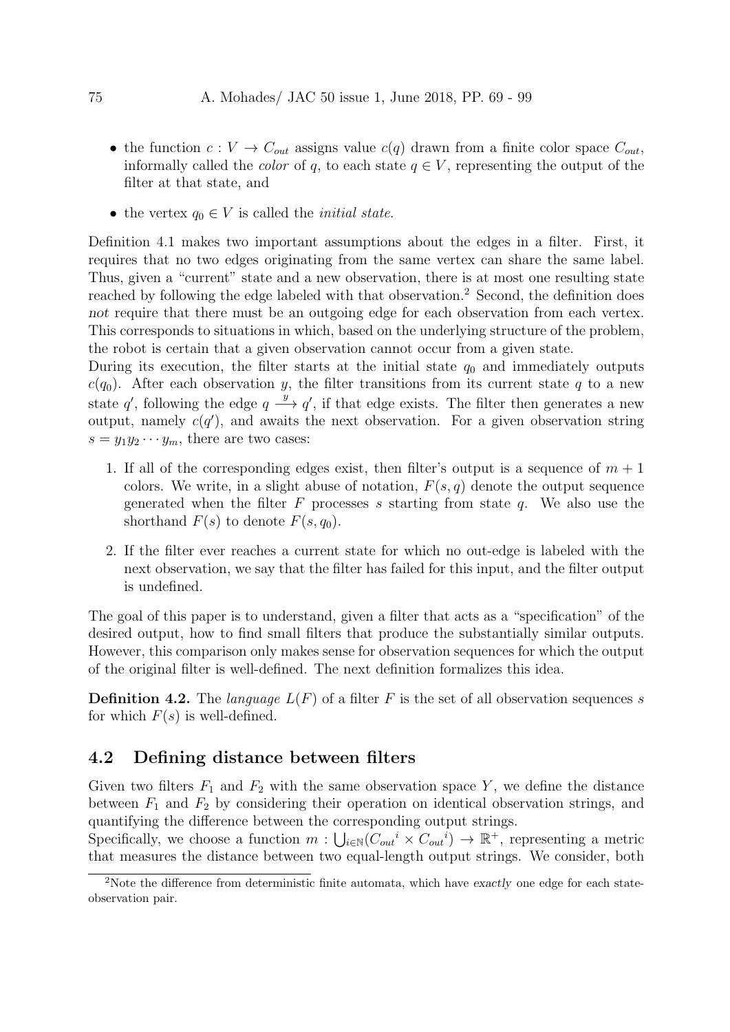- the function $c : V \to C_{out}$ assigns value $c(q)$ drawn from a finite color space $C_{out}$, informally called the *color* of $q$, to each state $q \in V$, representing the output of the filter at that state, and
- the vertex $q_0 \in V$ is called the *initial state*.

Definition 4.1 makes two important assumptions about the edges in a filter. First, it requires that no two edges originating from the same vertex can share the same label. Thus, given a "current" state and a new observation, there is at most one resulting state reached by following the edge labeled with that observation.[2] Second, the definition does *not* require that there must be an outgoing edge for each observation from each vertex. This corresponds to situations in which, based on the underlying structure of the problem, the robot is certain that a given observation cannot occur from a given state.

During its execution, the filter starts at the initial state $q_0$ and immediately outputs $c(q_0)$. After each observation $y$, the filter transitions from its current state $q$ to a new state $q'$, following the edge $q \xrightarrow{y} q'$, if that edge exists. The filter then generates a new output, namely $c(q')$, and awaits the next observation. For a given observation string $s = y_1 y_2 \cdots y_m$, there are two cases:

1. If all of the corresponding edges exist, then filter's output is a sequence of $m + 1$ colors. We write, in a slight abuse of notation, $F(s, q)$ denote the output sequence generated when the filter $F$ processes $s$ starting from state $q$. We also use the shorthand $F(s)$ to denote $F(s, q_0)$.
2. If the filter ever reaches a current state for which no out-edge is labeled with the next observation, we say that the filter has failed for this input, and the filter output is undefined.

The goal of this paper is to understand, given a filter that acts as a "specification" of the desired output, how to find small filters that produce the substantially similar outputs. However, this comparison only makes sense for observation sequences for which the output of the original filter is well-defined. The next definition formalizes this idea.

**Definition 4.2.** The *language* $L(F)$ of a filter $F$ is the set of all observation sequences $s$ for which $F(s)$ is well-defined.

## 4.2 Defining distance between filters

Given two filters $F_1$ and $F_2$ with the same observation space $Y$, we define the distance between $F_1$ and $F_2$ by considering their operation on identical observation strings, and quantifying the difference between the corresponding output strings.

Specifically, we choose a function $m : \bigcup_{i \in \mathbb{N}} ({C_{out}}^i \times {C_{out}}^i) \to \mathbb{R}^+$, representing a metric that measures the distance between two equal-length output strings. We consider, both

[2] Note the difference from deterministic finite automata, which have *exactly* one edge for each state-observation pair.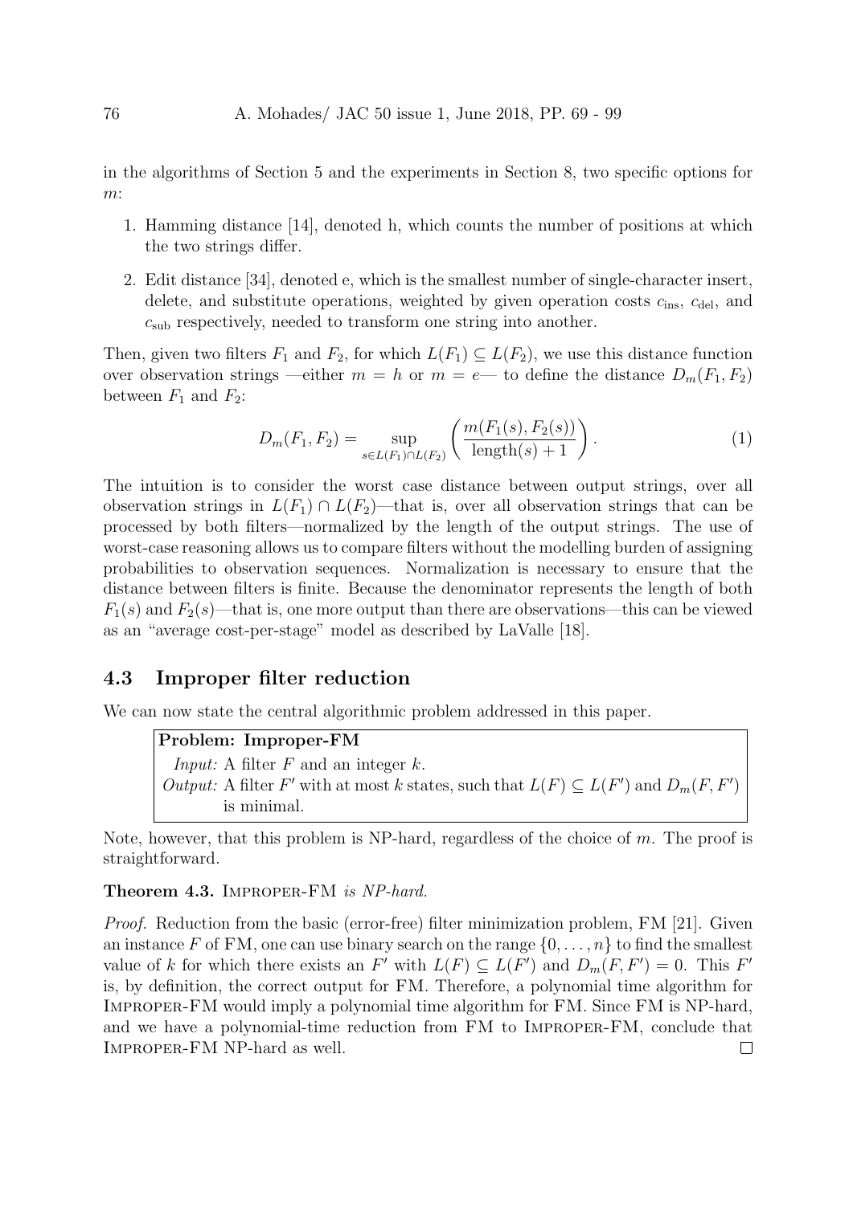in the algorithms of Section 5 and the experiments in Section 8, two specific options for $m$:

1. Hamming distance [14], denoted h, which counts the number of positions at which the two strings differ.
2. Edit distance [34], denoted e, which is the smallest number of single-character insert, delete, and substitute operations, weighted by given operation costs $c_{\text{ins}}$, $c_{\text{del}}$, and $c_{\text{sub}}$ respectively, needed to transform one string into another.

Then, given two filters $F_1$ and $F_2$, for which $L(F_1) \subseteq L(F_2)$, we use this distance function over observation strings —either $m = h$ or $m = e$— to define the distance $D_m(F_1, F_2)$ between $F_1$ and $F_2$:

$$D_m(F_1, F_2) = \sup_{s \in L(F_1) \cap L(F_2)} \left( \frac{m(F_1(s), F_2(s))}{\text{length}(s) + 1} \right). \tag{1}$$

The intuition is to consider the worst case distance between output strings, over all observation strings in $L(F_1) \cap L(F_2)$—that is, over all observation strings that can be processed by both filters—normalized by the length of the output strings. The use of worst-case reasoning allows us to compare filters without the modelling burden of assigning probabilities to observation sequences. Normalization is necessary to ensure that the distance between filters is finite. Because the denominator represents the length of both $F_1(s)$ and $F_2(s)$—that is, one more output than there are observations—this can be viewed as an "average cost-per-stage" model as described by LaValle [18].

### 4.3 Improper filter reduction

We can now state the central algorithmic problem addressed in this paper.

**Problem: Improper-FM**
*Input:* A filter $F$ and an integer $k$.
*Output:* A filter $F'$ with at most $k$ states, such that $L(F) \subseteq L(F')$ and $D_m(F, F')$ is minimal.

Note, however, that this problem is NP-hard, regardless of the choice of $m$. The proof is straightforward.

**Theorem 4.3.** Improper-FM *is NP-hard.*

*Proof.* Reduction from the basic (error-free) filter minimization problem, FM [21]. Given an instance $F$ of FM, one can use binary search on the range $\{0, \ldots, n\}$ to find the smallest value of $k$ for which there exists an $F'$ with $L(F) \subseteq L(F')$ and $D_m(F, F') = 0$. This $F'$ is, by definition, the correct output for FM. Therefore, a polynomial time algorithm for Improper-FM would imply a polynomial time algorithm for FM. Since FM is NP-hard, and we have a polynomial-time reduction from FM to Improper-FM, conclude that Improper-FM NP-hard as well. □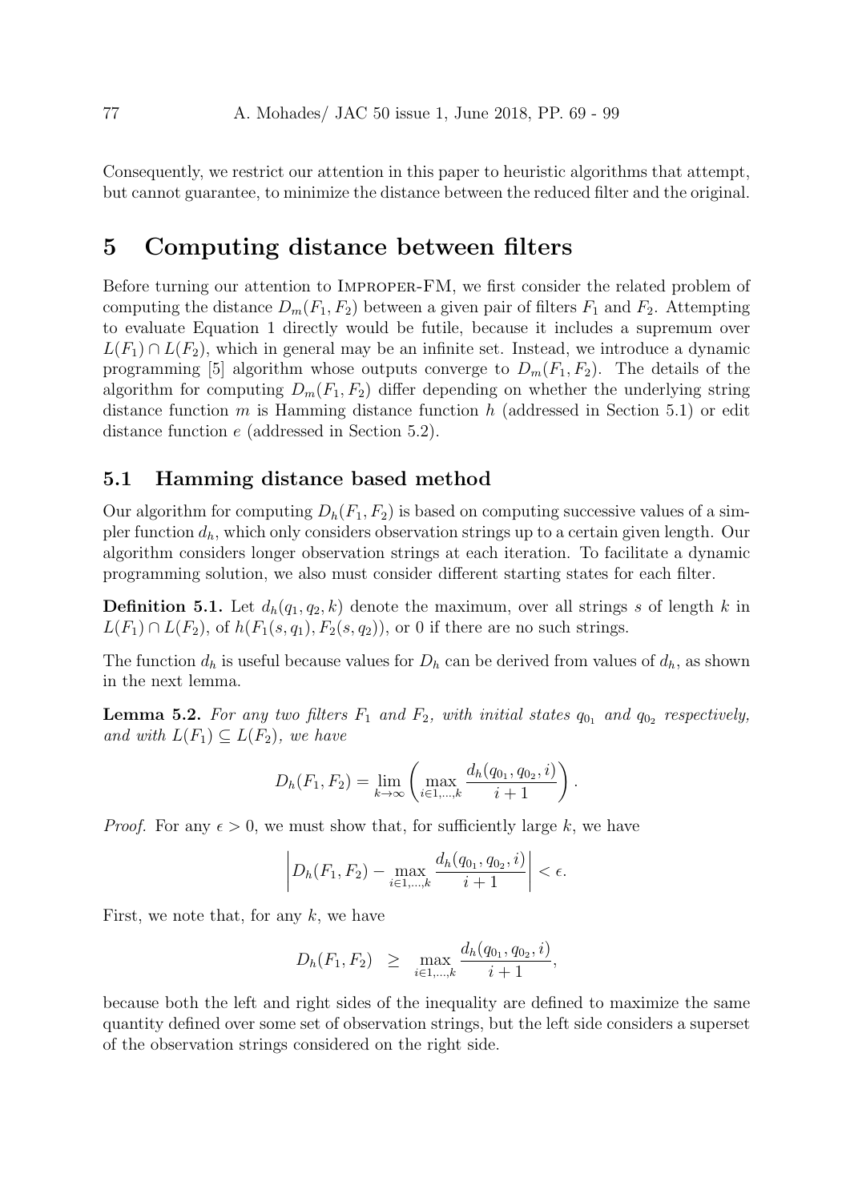Consequently, we restrict our attention in this paper to heuristic algorithms that attempt, but cannot guarantee, to minimize the distance between the reduced filter and the original.

# 5 Computing distance between filters

Before turning our attention to Improper-FM, we first consider the related problem of computing the distance $D_m(F_1, F_2)$ between a given pair of filters $F_1$ and $F_2$. Attempting to evaluate Equation 1 directly would be futile, because it includes a supremum over $L(F_1) \cap L(F_2)$, which in general may be an infinite set. Instead, we introduce a dynamic programming [5] algorithm whose outputs converge to $D_m(F_1, F_2)$. The details of the algorithm for computing $D_m(F_1, F_2)$ differ depending on whether the underlying string distance function $m$ is Hamming distance function $h$ (addressed in Section 5.1) or edit distance function $e$ (addressed in Section 5.2).

## 5.1 Hamming distance based method

Our algorithm for computing $D_h(F_1, F_2)$ is based on computing successive values of a simpler function $d_h$, which only considers observation strings up to a certain given length. Our algorithm considers longer observation strings at each iteration. To facilitate a dynamic programming solution, we also must consider different starting states for each filter.

**Definition 5.1.** Let $d_h(q_1, q_2, k)$ denote the maximum, over all strings $s$ of length $k$ in $L(F_1) \cap L(F_2)$, of $h(F_1(s, q_1), F_2(s, q_2))$, or 0 if there are no such strings.

The function $d_h$ is useful because values for $D_h$ can be derived from values of $d_h$, as shown in the next lemma.

**Lemma 5.2.** *For any two filters $F_1$ and $F_2$, with initial states $q_{0_1}$ and $q_{0_2}$ respectively, and with $L(F_1) \subseteq L(F_2)$, we have*

$$D_h(F_1, F_2) = \lim_{k\to\infty} \left( \max_{i \in 1,\dots,k} \frac{d_h(q_{0_1}, q_{0_2}, i)}{i+1} \right).$$

*Proof.* For any $\epsilon > 0$, we must show that, for sufficiently large $k$, we have

$$\left| D_h(F_1, F_2) - \max_{i \in 1,\dots,k} \frac{d_h(q_{0_1}, q_{0_2}, i)}{i+1} \right| < \epsilon.$$

First, we note that, for any $k$, we have

$$D_h(F_1, F_2) \geq \max_{i \in 1,\dots,k} \frac{d_h(q_{0_1}, q_{0_2}, i)}{i+1},$$

because both the left and right sides of the inequality are defined to maximize the same quantity defined over some set of observation strings, but the left side considers a superset of the observation strings considered on the right side.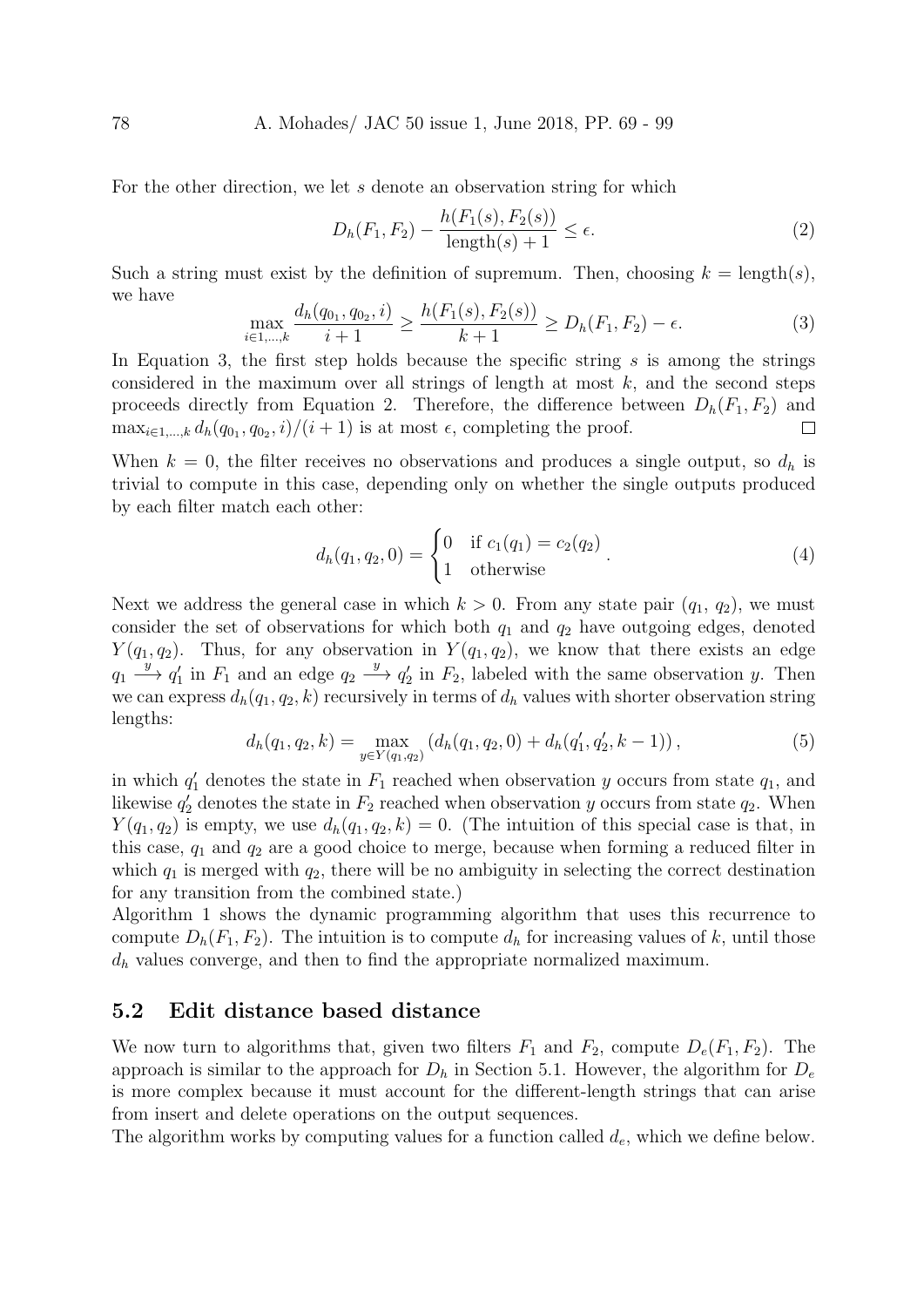For the other direction, we let $s$ denote an observation string for which

$$D_h(F_1, F_2) - \frac{h(F_1(s), F_2(s))}{\text{length}(s) + 1} \leq \epsilon. \tag{2}$$

Such a string must exist by the definition of supremum. Then, choosing $k = \text{length}(s)$, we have

$$\max_{i \in 1, \ldots, k} \frac{d_h(q_{0_1}, q_{0_2}, i)}{i + 1} \geq \frac{h(F_1(s), F_2(s))}{k + 1} \geq D_h(F_1, F_2) - \epsilon. \tag{3}$$

In Equation 3, the first step holds because the specific string $s$ is among the strings considered in the maximum over all strings of length at most $k$, and the second steps proceeds directly from Equation 2. Therefore, the difference between $D_h(F_1, F_2)$ and $\max_{i \in 1, \ldots, k} d_h(q_{0_1}, q_{0_2}, i)/(i + 1)$ is at most $\epsilon$, completing the proof. □

When $k = 0$, the filter receives no observations and produces a single output, so $d_h$ is trivial to compute in this case, depending only on whether the single outputs produced by each filter match each other:

$$d_h(q_1, q_2, 0) = \begin{cases} 0 & \text{if } c_1(q_1) = c_2(q_2) \\ 1 & \text{otherwise} \end{cases}. \tag{4}$$

Next we address the general case in which $k > 0$. From any state pair ($q_1$, $q_2$), we must consider the set of observations for which both $q_1$ and $q_2$ have outgoing edges, denoted $Y(q_1, q_2)$. Thus, for any observation in $Y(q_1, q_2)$, we know that there exists an edge $q_1 \xrightarrow{y} q_1'$ in $F_1$ and an edge $q_2 \xrightarrow{y} q_2'$ in $F_2$, labeled with the same observation $y$. Then we can express $d_h(q_1, q_2, k)$ recursively in terms of $d_h$ values with shorter observation string lengths:

$$d_h(q_1, q_2, k) = \max_{y \in Y(q_1, q_2)} \left( d_h(q_1, q_2, 0) + d_h(q_1', q_2', k - 1) \right), \tag{5}$$

in which $q_1'$ denotes the state in $F_1$ reached when observation $y$ occurs from state $q_1$, and likewise $q_2'$ denotes the state in $F_2$ reached when observation $y$ occurs from state $q_2$. When $Y(q_1, q_2)$ is empty, we use $d_h(q_1, q_2, k) = 0$. (The intuition of this special case is that, in this case, $q_1$ and $q_2$ are a good choice to merge, because when forming a reduced filter in which $q_1$ is merged with $q_2$, there will be no ambiguity in selecting the correct destination for any transition from the combined state.)

Algorithm 1 shows the dynamic programming algorithm that uses this recurrence to compute $D_h(F_1, F_2)$. The intuition is to compute $d_h$ for increasing values of $k$, until those $d_h$ values converge, and then to find the appropriate normalized maximum.

## 5.2 Edit distance based distance

We now turn to algorithms that, given two filters $F_1$ and $F_2$, compute $D_e(F_1, F_2)$. The approach is similar to the approach for $D_h$ in Section 5.1. However, the algorithm for $D_e$ is more complex because it must account for the different-length strings that can arise from insert and delete operations on the output sequences.

The algorithm works by computing values for a function called $d_e$, which we define below.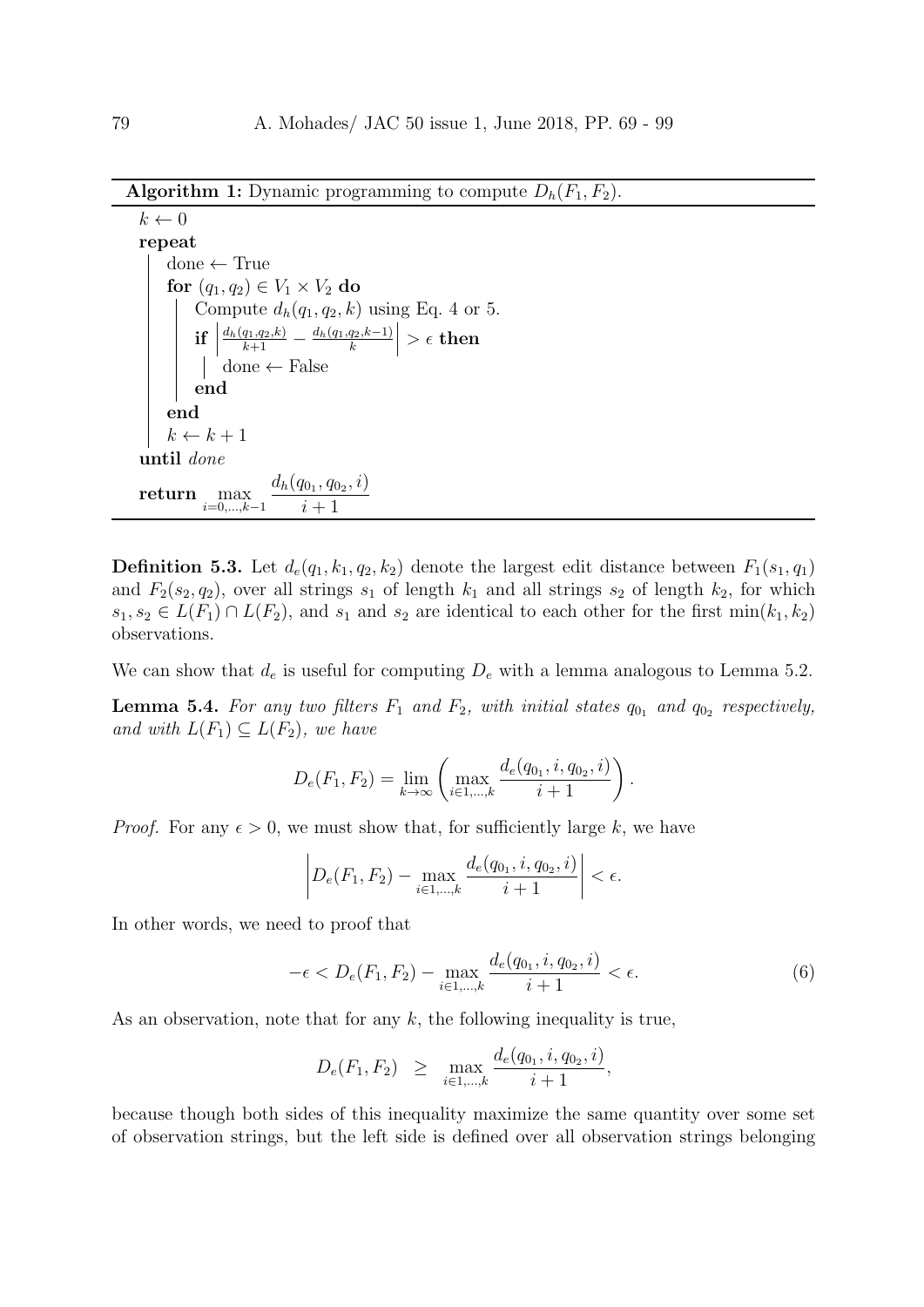**Algorithm 1:** Dynamic programming to compute $D_h(F_1, F_2)$.

```
k ← 0
repeat
    done ← True
    for (q_1, q_2) ∈ V_1 × V_2 do
        Compute d_h(q_1, q_2, k) using Eq. 4 or 5.
        if | d_h(q_1,q_2,k)/(k+1) − d_h(q_1,q_2,k−1)/k | > ε then
            done ← False
        end
    end
    k ← k + 1
until done
return max_{i=0,...,k−1} d_h(q_{0_1}, q_{0_2}, i)/(i+1)
```

**Definition 5.3.** Let $d_e(q_1, k_1, q_2, k_2)$ denote the largest edit distance between $F_1(s_1, q_1)$ and $F_2(s_2, q_2)$, over all strings $s_1$ of length $k_1$ and all strings $s_2$ of length $k_2$, for which $s_1, s_2 \in L(F_1) \cap L(F_2)$, and $s_1$ and $s_2$ are identical to each other for the first $\min(k_1, k_2)$ observations.

We can show that $d_e$ is useful for computing $D_e$ with a lemma analogous to Lemma 5.2.

**Lemma 5.4.** *For any two filters $F_1$ and $F_2$, with initial states $q_{0_1}$ and $q_{0_2}$ respectively, and with $L(F_1) \subseteq L(F_2)$, we have*

$$D_e(F_1, F_2) = \lim_{k \to \infty} \left( \max_{i \in 1,\ldots,k} \frac{d_e(q_{0_1}, i, q_{0_2}, i)}{i+1} \right).$$

*Proof.* For any $\epsilon > 0$, we must show that, for sufficiently large $k$, we have

$$\left| D_e(F_1, F_2) - \max_{i \in 1,\ldots,k} \frac{d_e(q_{0_1}, i, q_{0_2}, i)}{i+1} \right| < \epsilon.$$

In other words, we need to proof that

$$-\epsilon < D_e(F_1, F_2) - \max_{i \in 1,\ldots,k} \frac{d_e(q_{0_1}, i, q_{0_2}, i)}{i+1} < \epsilon. \tag{6}$$

As an observation, note that for any $k$, the following inequality is true,

$$D_e(F_1, F_2) \quad \geq \quad \max_{i \in 1,\ldots,k} \frac{d_e(q_{0_1}, i, q_{0_2}, i)}{i+1},$$

because though both sides of this inequality maximize the same quantity over some set of observation strings, but the left side is defined over all observation strings belonging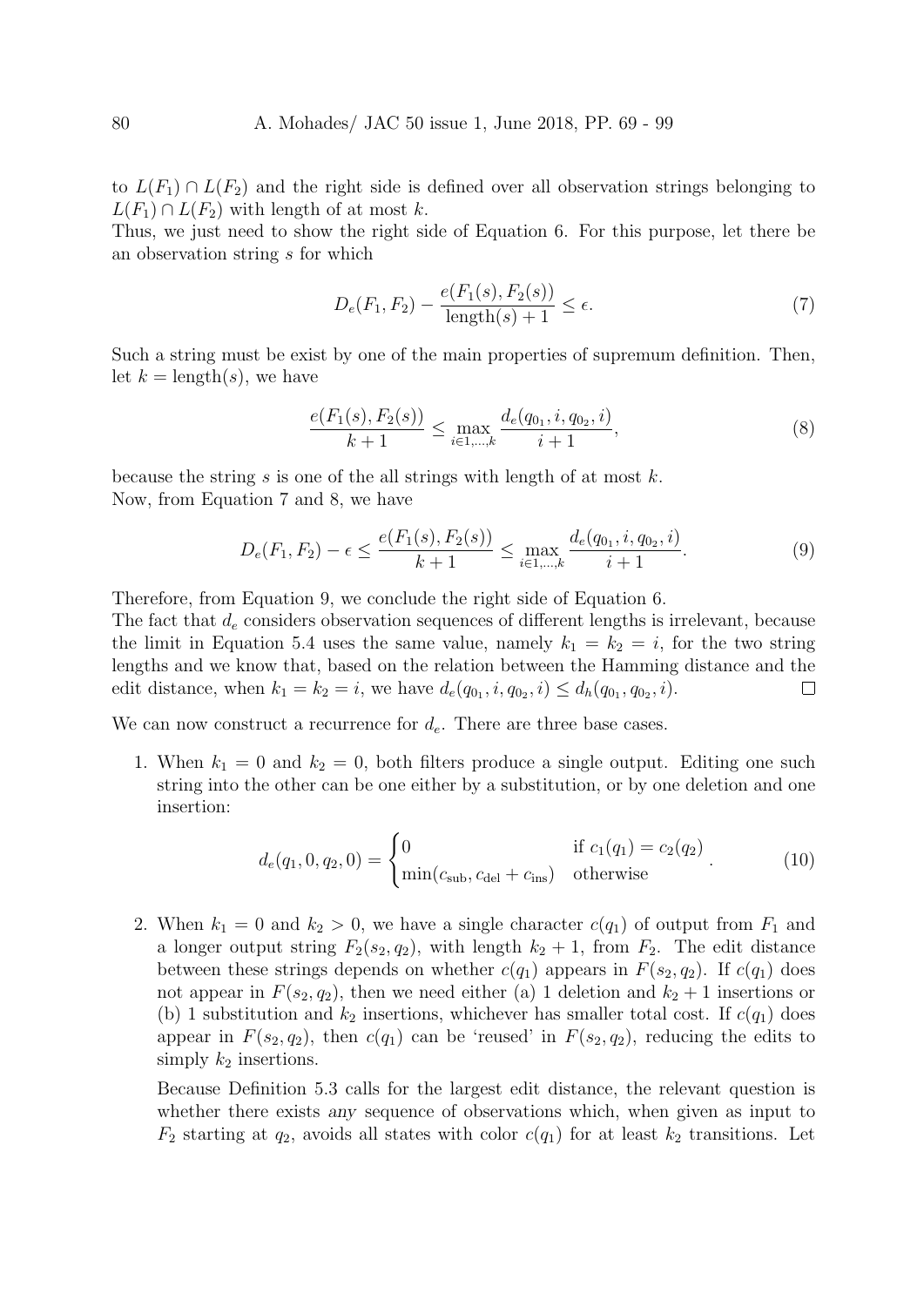to $L(F_1) \cap L(F_2)$ and the right side is defined over all observation strings belonging to $L(F_1) \cap L(F_2)$ with length of at most $k$.

Thus, we just need to show the right side of Equation 6. For this purpose, let there be an observation string $s$ for which

$$D_e(F_1, F_2) - \frac{e(F_1(s), F_2(s))}{\text{length}(s) + 1} \leq \epsilon. \tag{7}$$

Such a string must be exist by one of the main properties of supremum definition. Then, let $k = \text{length}(s)$, we have

$$\frac{e(F_1(s), F_2(s))}{k+1} \leq \max_{i \in 1,\ldots,k} \frac{d_e(q_{0_1}, i, q_{0_2}, i)}{i+1}, \tag{8}$$

because the string $s$ is one of the all strings with length of at most $k$.

Now, from Equation 7 and 8, we have

$$D_e(F_1, F_2) - \epsilon \leq \frac{e(F_1(s), F_2(s))}{k+1} \leq \max_{i \in 1,\ldots,k} \frac{d_e(q_{0_1}, i, q_{0_2}, i)}{i+1}. \tag{9}$$

Therefore, from Equation 9, we conclude the right side of Equation 6.

The fact that $d_e$ considers observation sequences of different lengths is irrelevant, because the limit in Equation 5.4 uses the same value, namely $k_1 = k_2 = i$, for the two string lengths and we know that, based on the relation between the Hamming distance and the edit distance, when $k_1 = k_2 = i$, we have $d_e(q_{0_1}, i, q_{0_2}, i) \leq d_h(q_{0_1}, q_{0_2}, i)$. □

We can now construct a recurrence for $d_e$. There are three base cases.

1. When $k_1 = 0$ and $k_2 = 0$, both filters produce a single output. Editing one such string into the other can be one either by a substitution, or by one deletion and one insertion:

$$d_e(q_1, 0, q_2, 0) = \begin{cases} 0 & \text{if } c_1(q_1) = c_2(q_2) \\ \min(c_{\text{sub}}, c_{\text{del}} + c_{\text{ins}}) & \text{otherwise} \end{cases}. \tag{10}$$

2. When $k_1 = 0$ and $k_2 > 0$, we have a single character $c(q_1)$ of output from $F_1$ and a longer output string $F_2(s_2, q_2)$, with length $k_2 + 1$, from $F_2$. The edit distance between these strings depends on whether $c(q_1)$ appears in $F(s_2, q_2)$. If $c(q_1)$ does not appear in $F(s_2, q_2)$, then we need either (a) 1 deletion and $k_2 + 1$ insertions or (b) 1 substitution and $k_2$ insertions, whichever has smaller total cost. If $c(q_1)$ does appear in $F(s_2, q_2)$, then $c(q_1)$ can be 'reused' in $F(s_2, q_2)$, reducing the edits to simply $k_2$ insertions.

   Because Definition 5.3 calls for the largest edit distance, the relevant question is whether there exists *any* sequence of observations which, when given as input to $F_2$ starting at $q_2$, avoids all states with color $c(q_1)$ for at least $k_2$ transitions. Let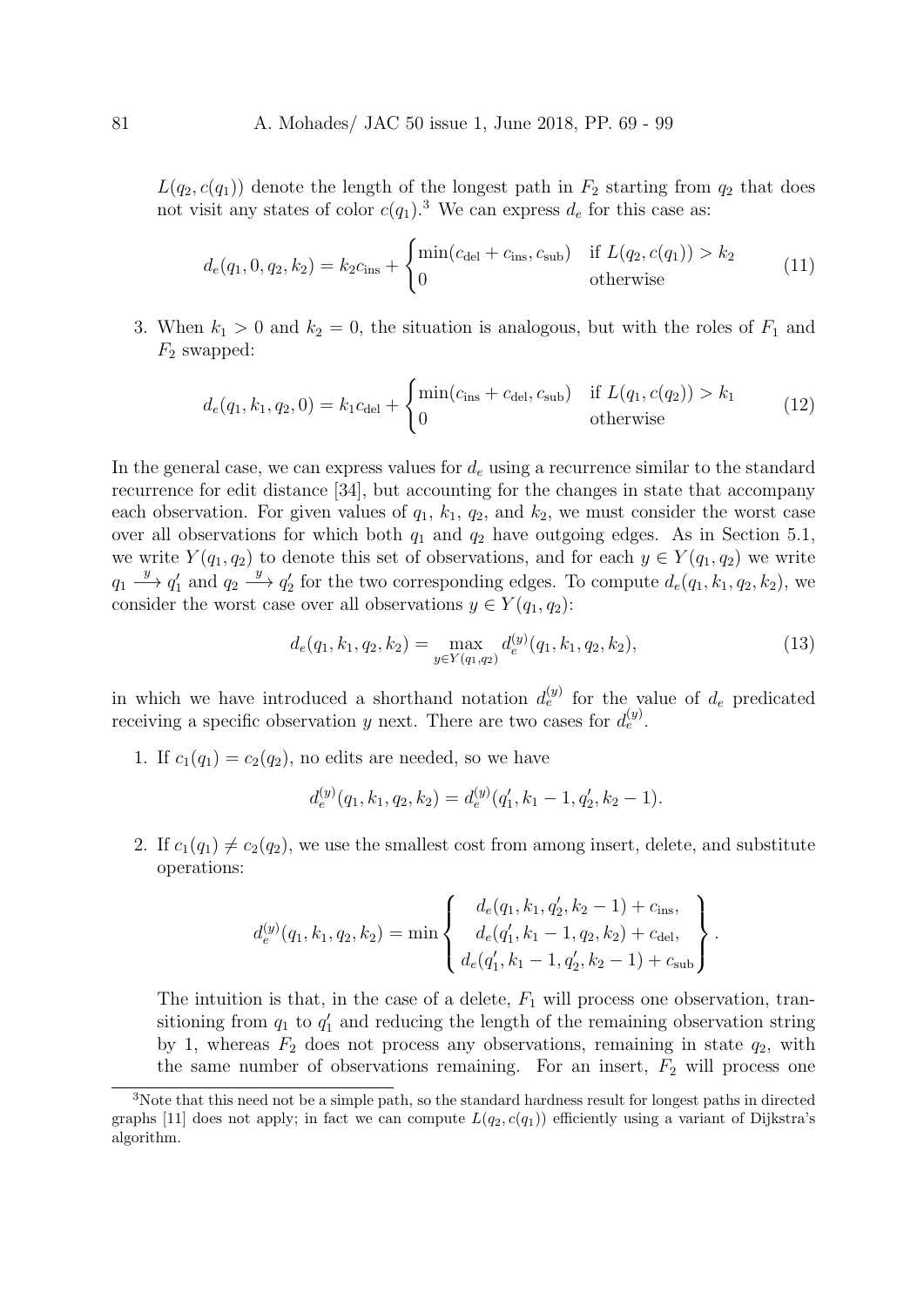$L(q_2, c(q_1))$ denote the length of the longest path in $F_2$ starting from $q_2$ that does not visit any states of color $c(q_1)$.[3] We can express $d_e$ for this case as:

$$d_e(q_1, 0, q_2, k_2) = k_2 c_{\text{ins}} + \begin{cases} \min(c_{\text{del}} + c_{\text{ins}}, c_{\text{sub}}) & \text{if } L(q_2, c(q_1)) > k_2 \\ 0 & \text{otherwise} \end{cases} \tag{11}$$

3. When $k_1 > 0$ and $k_2 = 0$, the situation is analogous, but with the roles of $F_1$ and $F_2$ swapped:

$$d_e(q_1, k_1, q_2, 0) = k_1 c_{\text{del}} + \begin{cases} \min(c_{\text{ins}} + c_{\text{del}}, c_{\text{sub}}) & \text{if } L(q_1, c(q_2)) > k_1 \\ 0 & \text{otherwise} \end{cases} \tag{12}$$

In the general case, we can express values for $d_e$ using a recurrence similar to the standard recurrence for edit distance [34], but accounting for the changes in state that accompany each observation. For given values of $q_1$, $k_1$, $q_2$, and $k_2$, we must consider the worst case over all observations for which both $q_1$ and $q_2$ have outgoing edges. As in Section 5.1, we write $Y(q_1, q_2)$ to denote this set of observations, and for each $y \in Y(q_1, q_2)$ we write $q_1 \xrightarrow{y} q_1'$ and $q_2 \xrightarrow{y} q_2'$ for the two corresponding edges. To compute $d_e(q_1, k_1, q_2, k_2)$, we consider the worst case over all observations $y \in Y(q_1, q_2)$:

$$d_e(q_1, k_1, q_2, k_2) = \max_{y \in Y(q_1, q_2)} d_e^{(y)}(q_1, k_1, q_2, k_2), \tag{13}$$

in which we have introduced a shorthand notation $d_e^{(y)}$ for the value of $d_e$ predicated receiving a specific observation $y$ next. There are two cases for $d_e^{(y)}$.

1. If $c_1(q_1) = c_2(q_2)$, no edits are needed, so we have

$$d_e^{(y)}(q_1, k_1, q_2, k_2) = d_e^{(y)}(q_1', k_1 - 1, q_2', k_2 - 1).$$

2. If $c_1(q_1) \neq c_2(q_2)$, we use the smallest cost from among insert, delete, and substitute operations:

$$d_e^{(y)}(q_1, k_1, q_2, k_2) = \min \left\{ \begin{array}{c} d_e(q_1, k_1, q_2', k_2 - 1) + c_{\text{ins}}, \\ d_e(q_1', k_1 - 1, q_2, k_2) + c_{\text{del}}, \\ d_e(q_1', k_1 - 1, q_2', k_2 - 1) + c_{\text{sub}} \end{array} \right\}.$$

The intuition is that, in the case of a delete, $F_1$ will process one observation, transitioning from $q_1$ to $q_1'$ and reducing the length of the remaining observation string by 1, whereas $F_2$ does not process any observations, remaining in state $q_2$, with the same number of observations remaining. For an insert, $F_2$ will process one

---

[3] Note that this need not be a simple path, so the standard hardness result for longest paths in directed graphs [11] does not apply; in fact we can compute $L(q_2, c(q_1))$ efficiently using a variant of Dijkstra's algorithm.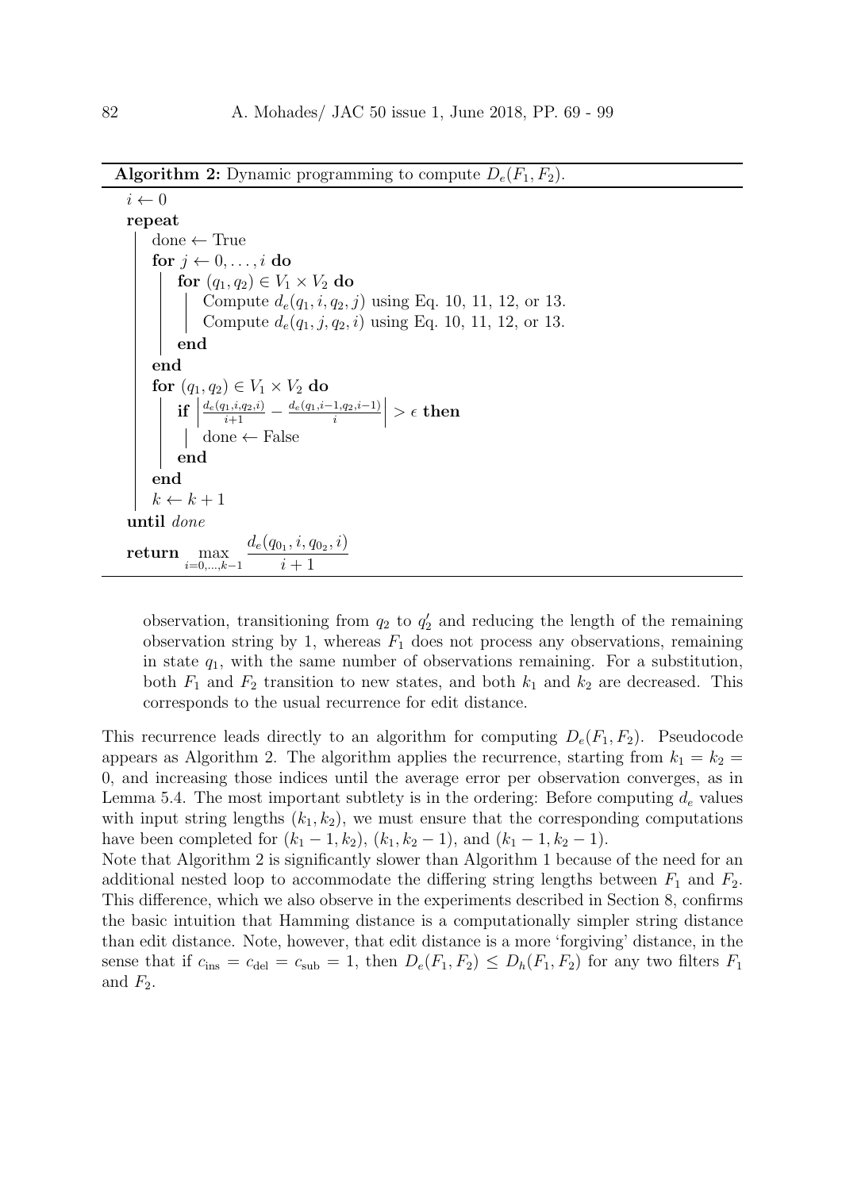**Algorithm 2:** Dynamic programming to compute $D_e(F_1, F_2)$.

```
i ← 0
repeat
    done ← True
    for j ← 0, ..., i do
        for (q_1, q_2) ∈ V_1 × V_2 do
            Compute d_e(q_1, i, q_2, j) using Eq. 10, 11, 12, or 13.
            Compute d_e(q_1, j, q_2, i) using Eq. 10, 11, 12, or 13.
        end
    end
    for (q_1, q_2) ∈ V_1 × V_2 do
        if | d_e(q_1,i,q_2,i)/(i+1) − d_e(q_1,i−1,q_2,i−1)/i | > ε then
            done ← False
        end
    end
    k ← k + 1
until done
return max_{i=0,...,k−1} d_e(q_{0_1}, i, q_{0_2}, i)/(i + 1)
```

observation, transitioning from $q_2$ to $q_2'$ and reducing the length of the remaining observation string by 1, whereas $F_1$ does not process any observations, remaining in state $q_1$, with the same number of observations remaining. For a substitution, both $F_1$ and $F_2$ transition to new states, and both $k_1$ and $k_2$ are decreased. This corresponds to the usual recurrence for edit distance.

This recurrence leads directly to an algorithm for computing $D_e(F_1, F_2)$. Pseudocode appears as Algorithm 2. The algorithm applies the recurrence, starting from $k_1 = k_2 = 0$, and increasing those indices until the average error per observation converges, as in Lemma 5.4. The most important subtlety is in the ordering: Before computing $d_e$ values with input string lengths $(k_1, k_2)$, we must ensure that the corresponding computations have been completed for $(k_1 - 1, k_2)$, $(k_1, k_2 - 1)$, and $(k_1 - 1, k_2 - 1)$.

Note that Algorithm 2 is significantly slower than Algorithm 1 because of the need for an additional nested loop to accommodate the differing string lengths between $F_1$ and $F_2$. This difference, which we also observe in the experiments described in Section 8, confirms the basic intuition that Hamming distance is a computationally simpler string distance than edit distance. Note, however, that edit distance is a more 'forgiving' distance, in the sense that if $c_{\text{ins}} = c_{\text{del}} = c_{\text{sub}} = 1$, then $D_e(F_1, F_2) \leq D_h(F_1, F_2)$ for any two filters $F_1$ and $F_2$.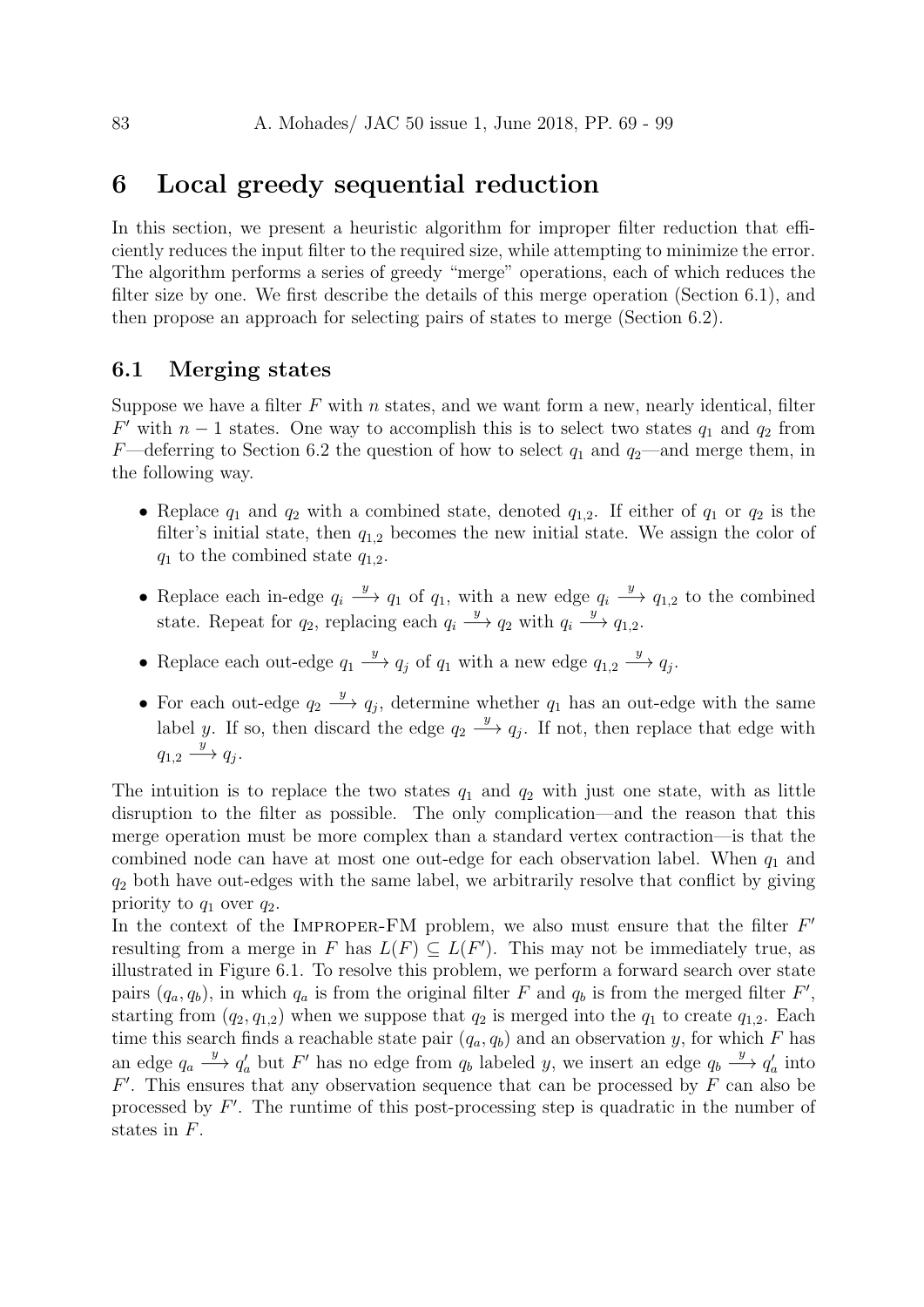# 6 Local greedy sequential reduction

In this section, we present a heuristic algorithm for improper filter reduction that efficiently reduces the input filter to the required size, while attempting to minimize the error. The algorithm performs a series of greedy "merge" operations, each of which reduces the filter size by one. We first describe the details of this merge operation (Section 6.1), and then propose an approach for selecting pairs of states to merge (Section 6.2).

## 6.1 Merging states

Suppose we have a filter $F$ with $n$ states, and we want form a new, nearly identical, filter $F'$ with $n-1$ states. One way to accomplish this is to select two states $q_1$ and $q_2$ from $F$—deferring to Section 6.2 the question of how to select $q_1$ and $q_2$—and merge them, in the following way.

- Replace $q_1$ and $q_2$ with a combined state, denoted $q_{1,2}$. If either of $q_1$ or $q_2$ is the filter's initial state, then $q_{1,2}$ becomes the new initial state. We assign the color of $q_1$ to the combined state $q_{1,2}$.
- Replace each in-edge $q_i \xrightarrow{y} q_1$ of $q_1$, with a new edge $q_i \xrightarrow{y} q_{1,2}$ to the combined state. Repeat for $q_2$, replacing each $q_i \xrightarrow{y} q_2$ with $q_i \xrightarrow{y} q_{1,2}$.
- Replace each out-edge $q_1 \xrightarrow{y} q_j$ of $q_1$ with a new edge $q_{1,2} \xrightarrow{y} q_j$.
- For each out-edge $q_2 \xrightarrow{y} q_j$, determine whether $q_1$ has an out-edge with the same label $y$. If so, then discard the edge $q_2 \xrightarrow{y} q_j$. If not, then replace that edge with $q_{1,2} \xrightarrow{y} q_j$.

The intuition is to replace the two states $q_1$ and $q_2$ with just one state, with as little disruption to the filter as possible. The only complication—and the reason that this merge operation must be more complex than a standard vertex contraction—is that the combined node can have at most one out-edge for each observation label. When $q_1$ and $q_2$ both have out-edges with the same label, we arbitrarily resolve that conflict by giving priority to $q_1$ over $q_2$.

In the context of the Improper-FM problem, we also must ensure that the filter $F'$ resulting from a merge in $F$ has $L(F) \subseteq L(F')$. This may not be immediately true, as illustrated in Figure 6.1. To resolve this problem, we perform a forward search over state pairs $(q_a, q_b)$, in which $q_a$ is from the original filter $F$ and $q_b$ is from the merged filter $F'$, starting from $(q_2, q_{1,2})$ when we suppose that $q_2$ is merged into the $q_1$ to create $q_{1,2}$. Each time this search finds a reachable state pair $(q_a, q_b)$ and an observation $y$, for which $F$ has an edge $q_a \xrightarrow{y} q'_a$ but $F'$ has no edge from $q_b$ labeled $y$, we insert an edge $q_b \xrightarrow{y} q'_a$ into $F'$. This ensures that any observation sequence that can be processed by $F$ can also be processed by $F'$. The runtime of this post-processing step is quadratic in the number of states in $F$.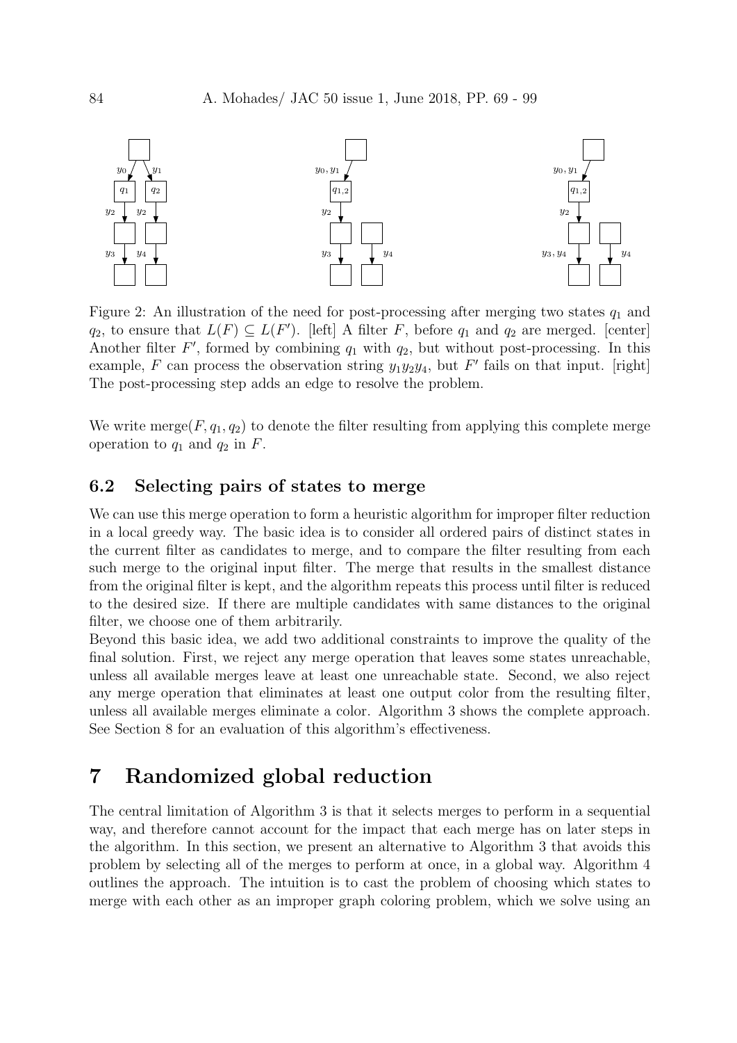Figure 2: An illustration of the need for post-processing after merging two states $q_1$ and $q_2$, to ensure that $L(F) \subseteq L(F')$. [left] A filter $F$, before $q_1$ and $q_2$ are merged. [center] Another filter $F'$, formed by combining $q_1$ with $q_2$, but without post-processing. In this example, $F$ can process the observation string $y_1y_2y_4$, but $F'$ fails on that input. [right] The post-processing step adds an edge to resolve the problem.

We write $\text{merge}(F, q_1, q_2)$ to denote the filter resulting from applying this complete merge operation to $q_1$ and $q_2$ in $F$.

### 6.2 Selecting pairs of states to merge

We can use this merge operation to form a heuristic algorithm for improper filter reduction in a local greedy way. The basic idea is to consider all ordered pairs of distinct states in the current filter as candidates to merge, and to compare the filter resulting from each such merge to the original input filter. The merge that results in the smallest distance from the original filter is kept, and the algorithm repeats this process until filter is reduced to the desired size. If there are multiple candidates with same distances to the original filter, we choose one of them arbitrarily.

Beyond this basic idea, we add two additional constraints to improve the quality of the final solution. First, we reject any merge operation that leaves some states unreachable, unless all available merges leave at least one unreachable state. Second, we also reject any merge operation that eliminates at least one output color from the resulting filter, unless all available merges eliminate a color. Algorithm 3 shows the complete approach. See Section 8 for an evaluation of this algorithm's effectiveness.

## 7 Randomized global reduction

The central limitation of Algorithm 3 is that it selects merges to perform in a sequential way, and therefore cannot account for the impact that each merge has on later steps in the algorithm. In this section, we present an alternative to Algorithm 3 that avoids this problem by selecting all of the merges to perform at once, in a global way. Algorithm 4 outlines the approach. The intuition is to cast the problem of choosing which states to merge with each other as an improper graph coloring problem, which we solve using an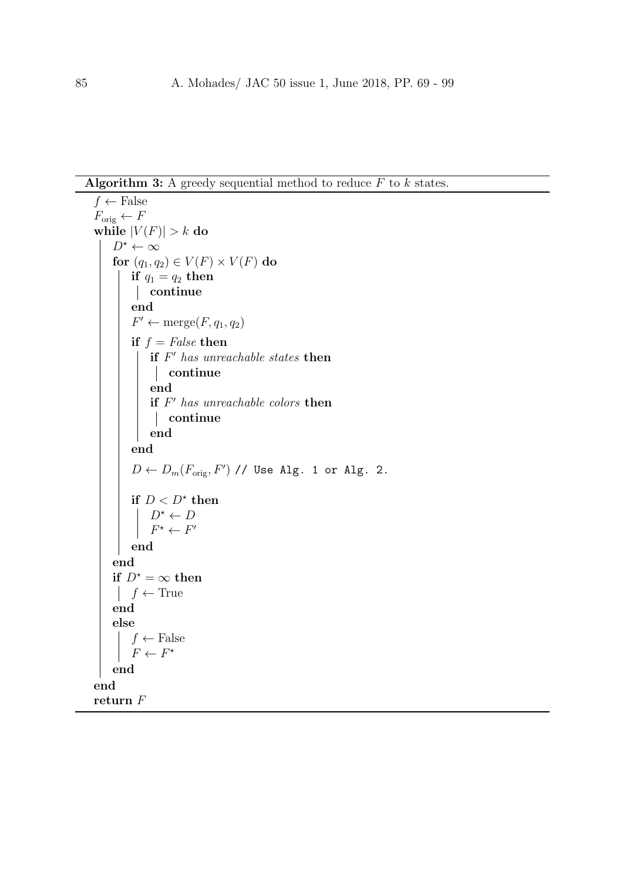**Algorithm 3:** A greedy sequential method to reduce $F$ to $k$ states.

```
f ← False
F_orig ← F
while |V(F)| > k do
    D* ← ∞
    for (q_1, q_2) ∈ V(F) × V(F) do
        if q_1 = q_2 then
            continue
        end
        F' ← merge(F, q_1, q_2)
        if f = False then
            if F' has unreachable states then
                continue
            end
            if F' has unreachable colors then
                continue
            end
        end
        D ← D_m(F_orig, F') // Use Alg. 1 or Alg. 2.

        if D < D* then
            D* ← D
            F* ← F'
        end
    end
    if D* = ∞ then
        f ← True
    end
    else
        f ← False
        F ← F*
    end
end
return F
```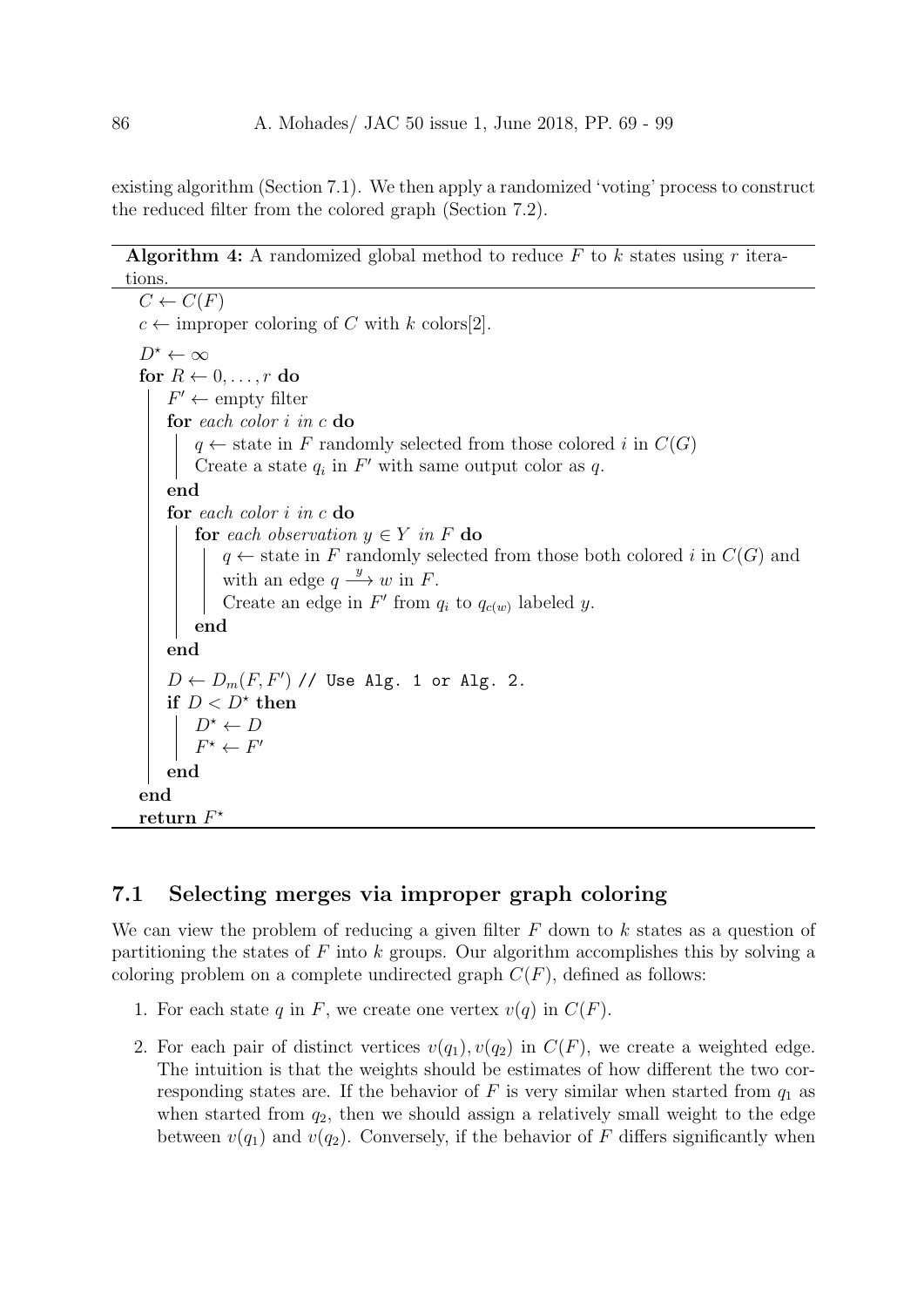existing algorithm (Section 7.1). We then apply a randomized 'voting' process to construct the reduced filter from the colored graph (Section 7.2).

**Algorithm 4:** A randomized global method to reduce $F$ to $k$ states using $r$ iterations.

```
C ← C(F)
c ← improper coloring of C with k colors[2].
D* ← ∞
for R ← 0, . . . , r do
    F' ← empty filter
    for each color i in c do
        q ← state in F randomly selected from those colored i in C(G)
        Create a state q_i in F' with same output color as q.
    end
    for each color i in c do
        for each observation y ∈ Y in F do
            q ← state in F randomly selected from those both colored i in C(G) and
            with an edge q --y--> w in F.
            Create an edge in F' from q_i to q_c(w) labeled y.
        end
    end
    D ← D_m(F, F') // Use Alg. 1 or Alg. 2.
    if D < D* then
        D* ← D
        F* ← F'
    end
end
return F*
```

## 7.1 Selecting merges via improper graph coloring

We can view the problem of reducing a given filter $F$ down to $k$ states as a question of partitioning the states of $F$ into $k$ groups. Our algorithm accomplishes this by solving a coloring problem on a complete undirected graph $C(F)$, defined as follows:

1. For each state $q$ in $F$, we create one vertex $v(q)$ in $C(F)$.
2. For each pair of distinct vertices $v(q_1), v(q_2)$ in $C(F)$, we create a weighted edge. The intuition is that the weights should be estimates of how different the two corresponding states are. If the behavior of $F$ is very similar when started from $q_1$ as when started from $q_2$, then we should assign a relatively small weight to the edge between $v(q_1)$ and $v(q_2)$. Conversely, if the behavior of $F$ differs significantly when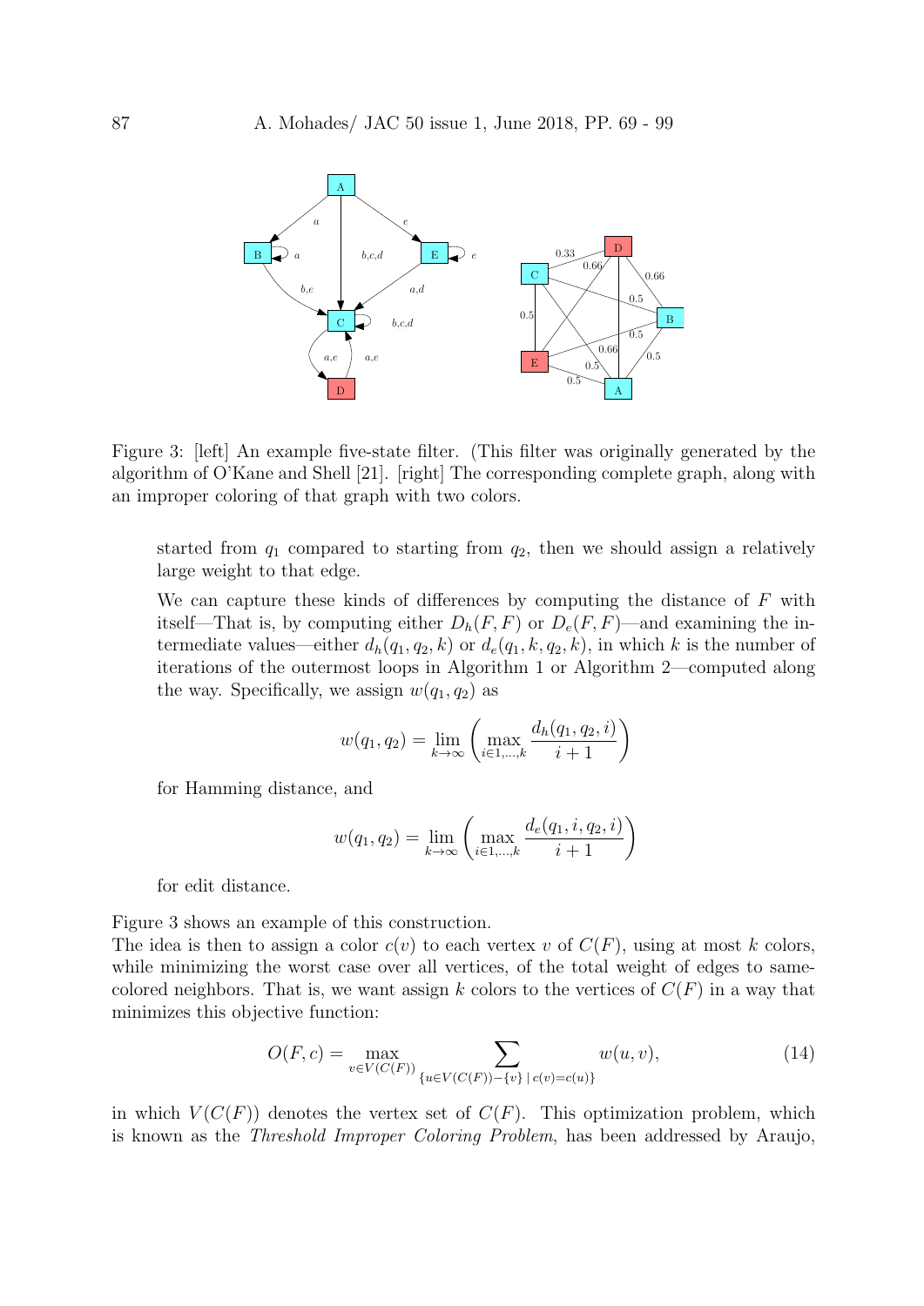Figure 3: [left] An example five-state filter. (This filter was originally generated by the algorithm of O'Kane and Shell [21]. [right] The corresponding complete graph, along with an improper coloring of that graph with two colors.

started from $q_1$ compared to starting from $q_2$, then we should assign a relatively large weight to that edge.

We can capture these kinds of differences by computing the distance of $F$ with itself—That is, by computing either $D_h(F, F)$ or $D_e(F, F)$—and examining the intermediate values—either $d_h(q_1, q_2, k)$ or $d_e(q_1, k, q_2, k)$, in which $k$ is the number of iterations of the outermost loops in Algorithm 1 or Algorithm 2—computed along the way. Specifically, we assign $w(q_1, q_2)$ as

$$w(q_1, q_2) = \lim_{k\to\infty} \left( \max_{i \in 1,\ldots,k} \frac{d_h(q_1, q_2, i)}{i+1} \right)$$

for Hamming distance, and

$$w(q_1, q_2) = \lim_{k\to\infty} \left( \max_{i \in 1,\ldots,k} \frac{d_e(q_1, i, q_2, i)}{i+1} \right)$$

for edit distance.

Figure 3 shows an example of this construction.

The idea is then to assign a color $c(v)$ to each vertex $v$ of $C(F)$, using at most $k$ colors, while minimizing the worst case over all vertices, of the total weight of edges to same-colored neighbors. That is, we want assign $k$ colors to the vertices of $C(F)$ in a way that minimizes this objective function:

$$O(F, c) = \max_{v \in V(C(F))} \sum_{\{u \in V(C(F)) - \{v\} \mid c(v) = c(u)\}} w(u, v), \tag{14}$$

in which $V(C(F))$ denotes the vertex set of $C(F)$. This optimization problem, which is known as the *Threshold Improper Coloring Problem*, has been addressed by Araujo,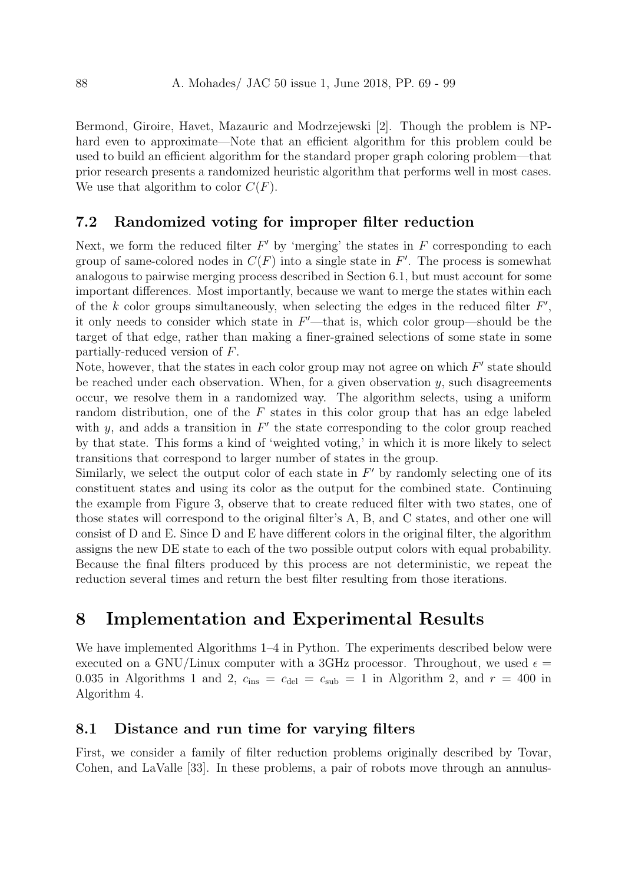Bermond, Giroire, Havet, Mazauric and Modrzejewski [2]. Though the problem is NP-hard even to approximate—Note that an efficient algorithm for this problem could be used to build an efficient algorithm for the standard proper graph coloring problem—that prior research presents a randomized heuristic algorithm that performs well in most cases. We use that algorithm to color $C(F)$.

## 7.2 Randomized voting for improper filter reduction

Next, we form the reduced filter $F'$ by 'merging' the states in $F$ corresponding to each group of same-colored nodes in $C(F)$ into a single state in $F'$. The process is somewhat analogous to pairwise merging process described in Section 6.1, but must account for some important differences. Most importantly, because we want to merge the states within each of the $k$ color groups simultaneously, when selecting the edges in the reduced filter $F'$, it only needs to consider which state in $F'$—that is, which color group—should be the target of that edge, rather than making a finer-grained selections of some state in some partially-reduced version of $F$.

Note, however, that the states in each color group may not agree on which $F'$ state should be reached under each observation. When, for a given observation $y$, such disagreements occur, we resolve them in a randomized way. The algorithm selects, using a uniform random distribution, one of the $F$ states in this color group that has an edge labeled with $y$, and adds a transition in $F'$ the state corresponding to the color group reached by that state. This forms a kind of 'weighted voting,' in which it is more likely to select transitions that correspond to larger number of states in the group.

Similarly, we select the output color of each state in $F'$ by randomly selecting one of its constituent states and using its color as the output for the combined state. Continuing the example from Figure 3, observe that to create reduced filter with two states, one of those states will correspond to the original filter's A, B, and C states, and other one will consist of D and E. Since D and E have different colors in the original filter, the algorithm assigns the new DE state to each of the two possible output colors with equal probability. Because the final filters produced by this process are not deterministic, we repeat the reduction several times and return the best filter resulting from those iterations.

# 8 Implementation and Experimental Results

We have implemented Algorithms 1–4 in Python. The experiments described below were executed on a GNU/Linux computer with a 3GHz processor. Throughout, we used $\epsilon = 0.035$ in Algorithms 1 and 2, $c_{\text{ins}} = c_{\text{del}} = c_{\text{sub}} = 1$ in Algorithm 2, and $r = 400$ in Algorithm 4.

## 8.1 Distance and run time for varying filters

First, we consider a family of filter reduction problems originally described by Tovar, Cohen, and LaValle [33]. In these problems, a pair of robots move through an annulus-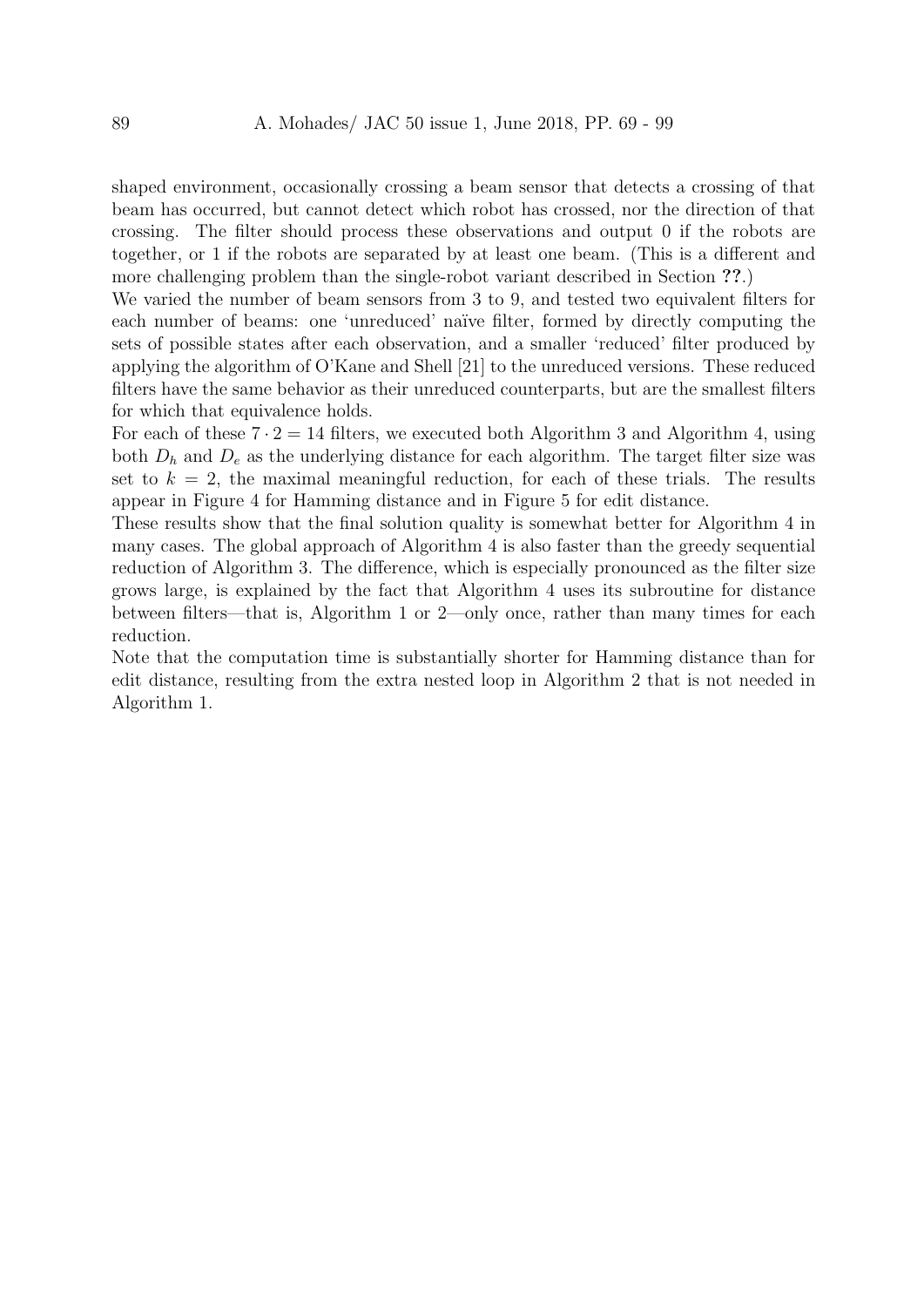shaped environment, occasionally crossing a beam sensor that detects a crossing of that beam has occurred, but cannot detect which robot has crossed, nor the direction of that crossing. The filter should process these observations and output 0 if the robots are together, or 1 if the robots are separated by at least one beam. (This is a different and more challenging problem than the single-robot variant described in Section **??**.)

We varied the number of beam sensors from 3 to 9, and tested two equivalent filters for each number of beams: one 'unreduced' naïve filter, formed by directly computing the sets of possible states after each observation, and a smaller 'reduced' filter produced by applying the algorithm of O'Kane and Shell [21] to the unreduced versions. These reduced filters have the same behavior as their unreduced counterparts, but are the smallest filters for which that equivalence holds.

For each of these $7 \cdot 2 = 14$ filters, we executed both Algorithm 3 and Algorithm 4, using both $D_h$ and $D_e$ as the underlying distance for each algorithm. The target filter size was set to $k = 2$, the maximal meaningful reduction, for each of these trials. The results appear in Figure 4 for Hamming distance and in Figure 5 for edit distance.

These results show that the final solution quality is somewhat better for Algorithm 4 in many cases. The global approach of Algorithm 4 is also faster than the greedy sequential reduction of Algorithm 3. The difference, which is especially pronounced as the filter size grows large, is explained by the fact that Algorithm 4 uses its subroutine for distance between filters—that is, Algorithm 1 or 2—only once, rather than many times for each reduction.

Note that the computation time is substantially shorter for Hamming distance than for edit distance, resulting from the extra nested loop in Algorithm 2 that is not needed in Algorithm 1.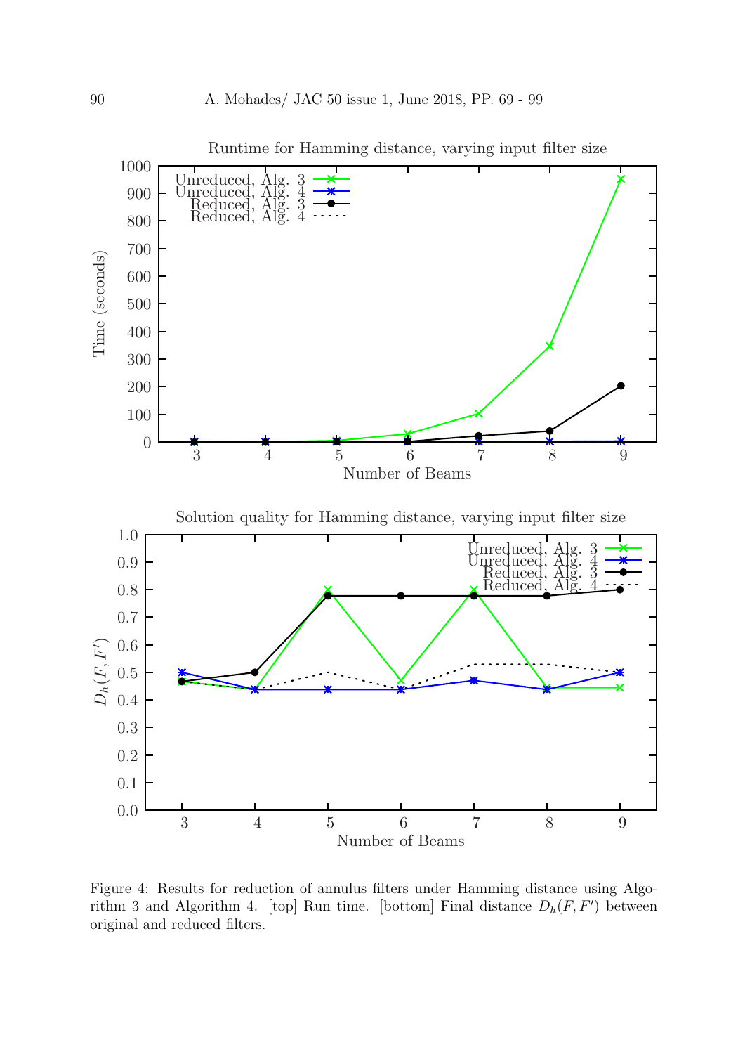Figure 4: Results for reduction of annulus filters under Hamming distance using Algorithm 3 and Algorithm 4. [top] Run time. [bottom] Final distance $D_h(F, F')$ between original and reduced filters.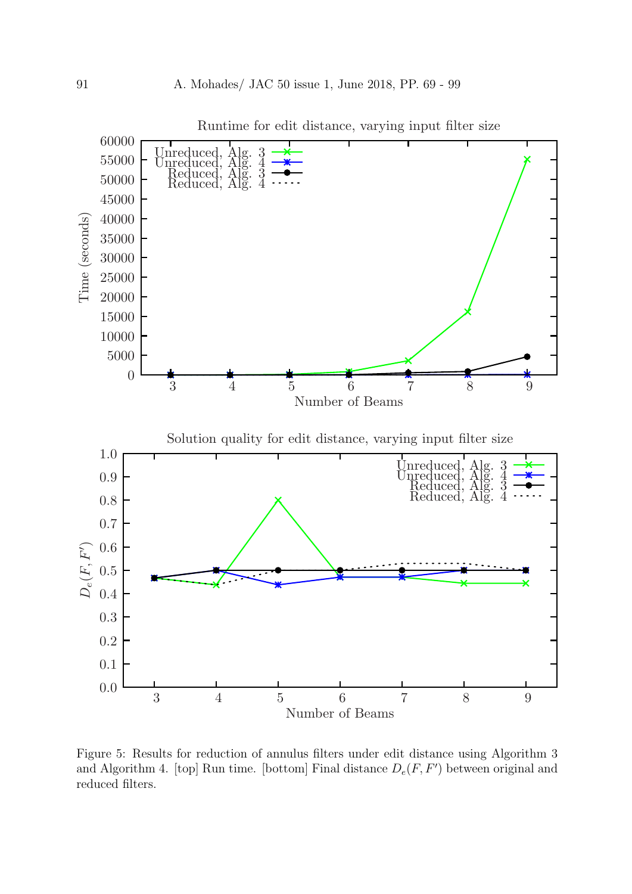Figure 5: Results for reduction of annulus filters under edit distance using Algorithm 3 and Algorithm 4. [top] Run time. [bottom] Final distance $D_e(F, F')$ between original and reduced filters.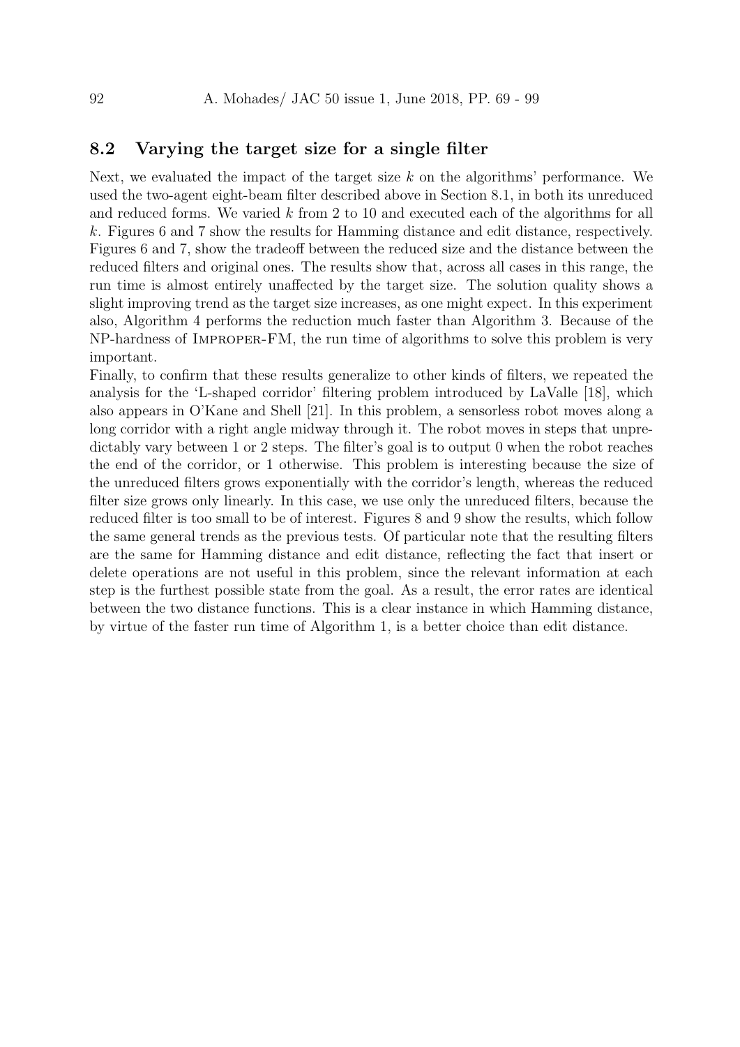## 8.2 Varying the target size for a single filter

Next, we evaluated the impact of the target size $k$ on the algorithms' performance. We used the two-agent eight-beam filter described above in Section 8.1, in both its unreduced and reduced forms. We varied $k$ from 2 to 10 and executed each of the algorithms for all $k$. Figures 6 and 7 show the results for Hamming distance and edit distance, respectively. Figures 6 and 7, show the tradeoff between the reduced size and the distance between the reduced filters and original ones. The results show that, across all cases in this range, the run time is almost entirely unaffected by the target size. The solution quality shows a slight improving trend as the target size increases, as one might expect. In this experiment also, Algorithm 4 performs the reduction much faster than Algorithm 3. Because of the NP-hardness of Improper-FM, the run time of algorithms to solve this problem is very important.

Finally, to confirm that these results generalize to other kinds of filters, we repeated the analysis for the 'L-shaped corridor' filtering problem introduced by LaValle [18], which also appears in O'Kane and Shell [21]. In this problem, a sensorless robot moves along a long corridor with a right angle midway through it. The robot moves in steps that unpredictably vary between 1 or 2 steps. The filter's goal is to output 0 when the robot reaches the end of the corridor, or 1 otherwise. This problem is interesting because the size of the unreduced filters grows exponentially with the corridor's length, whereas the reduced filter size grows only linearly. In this case, we use only the unreduced filters, because the reduced filter is too small to be of interest. Figures 8 and 9 show the results, which follow the same general trends as the previous tests. Of particular note that the resulting filters are the same for Hamming distance and edit distance, reflecting the fact that insert or delete operations are not useful in this problem, since the relevant information at each step is the furthest possible state from the goal. As a result, the error rates are identical between the two distance functions. This is a clear instance in which Hamming distance, by virtue of the faster run time of Algorithm 1, is a better choice than edit distance.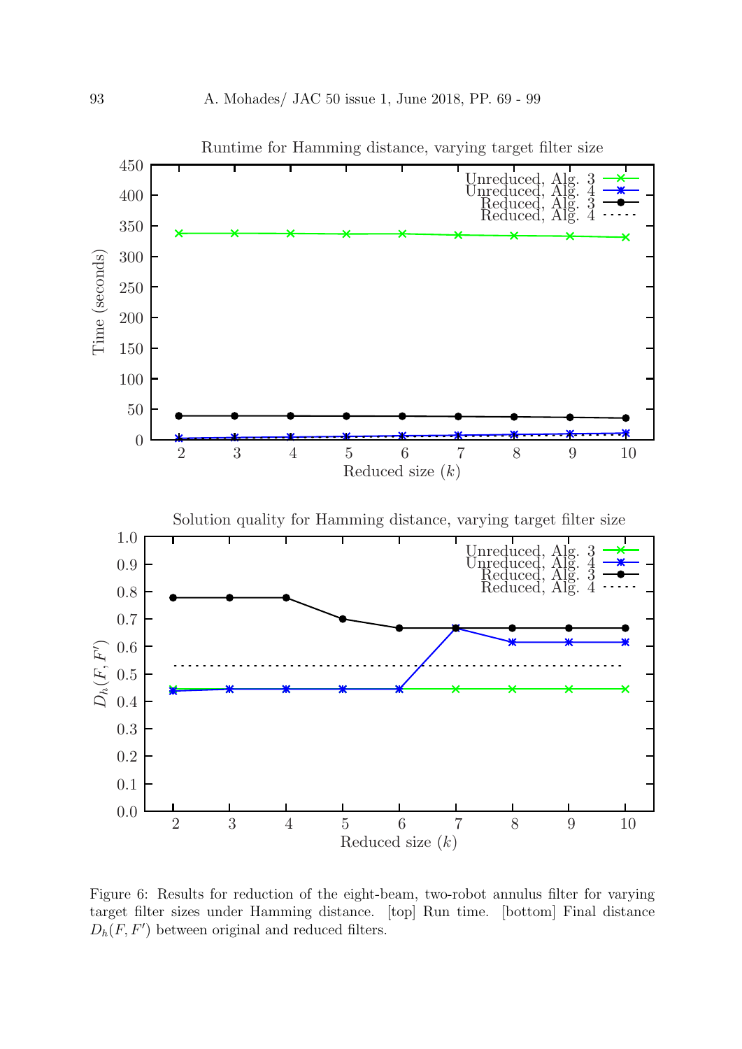Figure 6: Results for reduction of the eight-beam, two-robot annulus filter for varying target filter sizes under Hamming distance. [top] Run time. [bottom] Final distance $D_h(F, F')$ between original and reduced filters.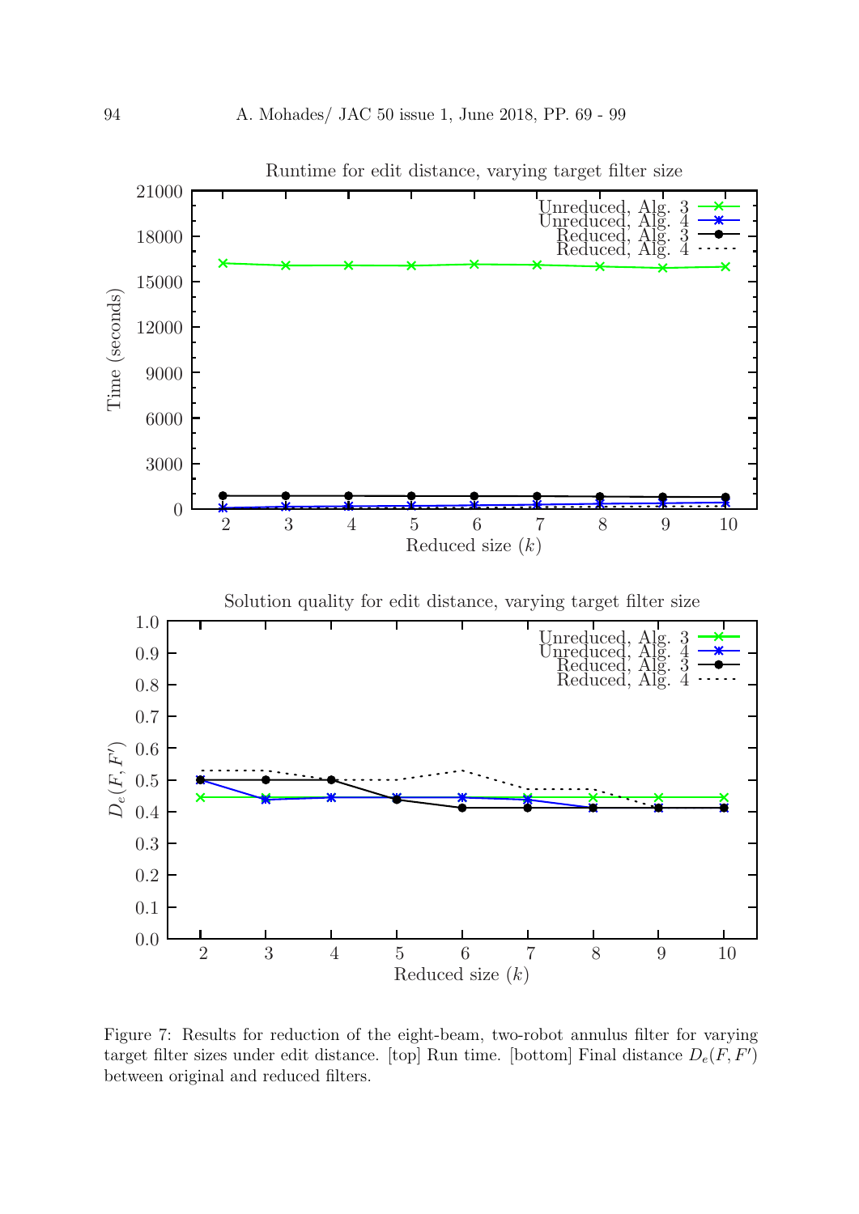Figure 7: Results for reduction of the eight-beam, two-robot annulus filter for varying target filter sizes under edit distance. [top] Run time. [bottom] Final distance $D_e(F, F')$ between original and reduced filters.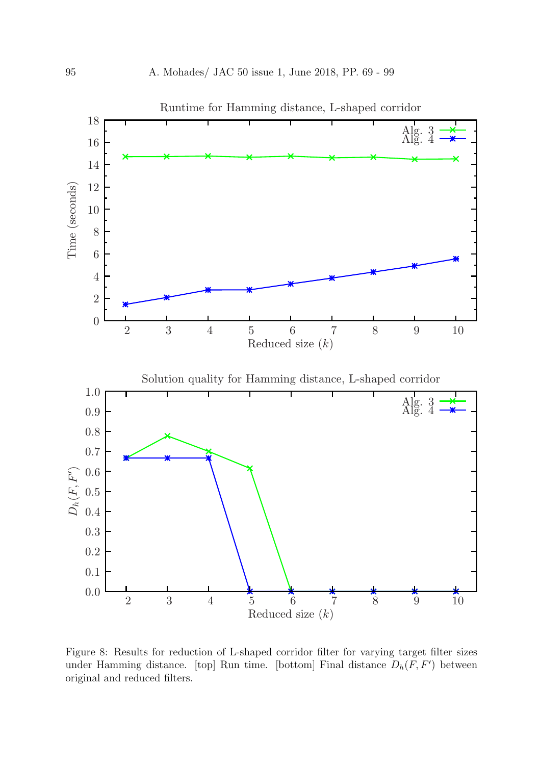Figure 8: Results for reduction of L-shaped corridor filter for varying target filter sizes under Hamming distance. [top] Run time. [bottom] Final distance $D_h(F, F')$ between original and reduced filters.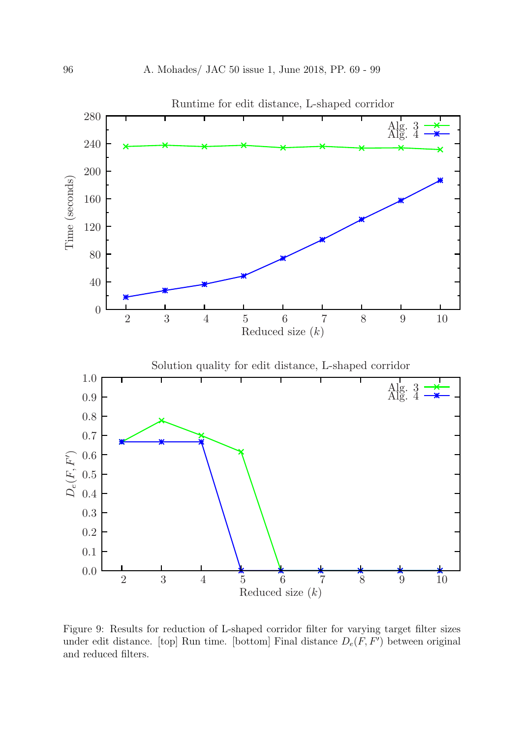Figure 9: Results for reduction of L-shaped corridor filter for varying target filter sizes under edit distance. [top] Run time. [bottom] Final distance $D_e(F, F')$ between original and reduced filters.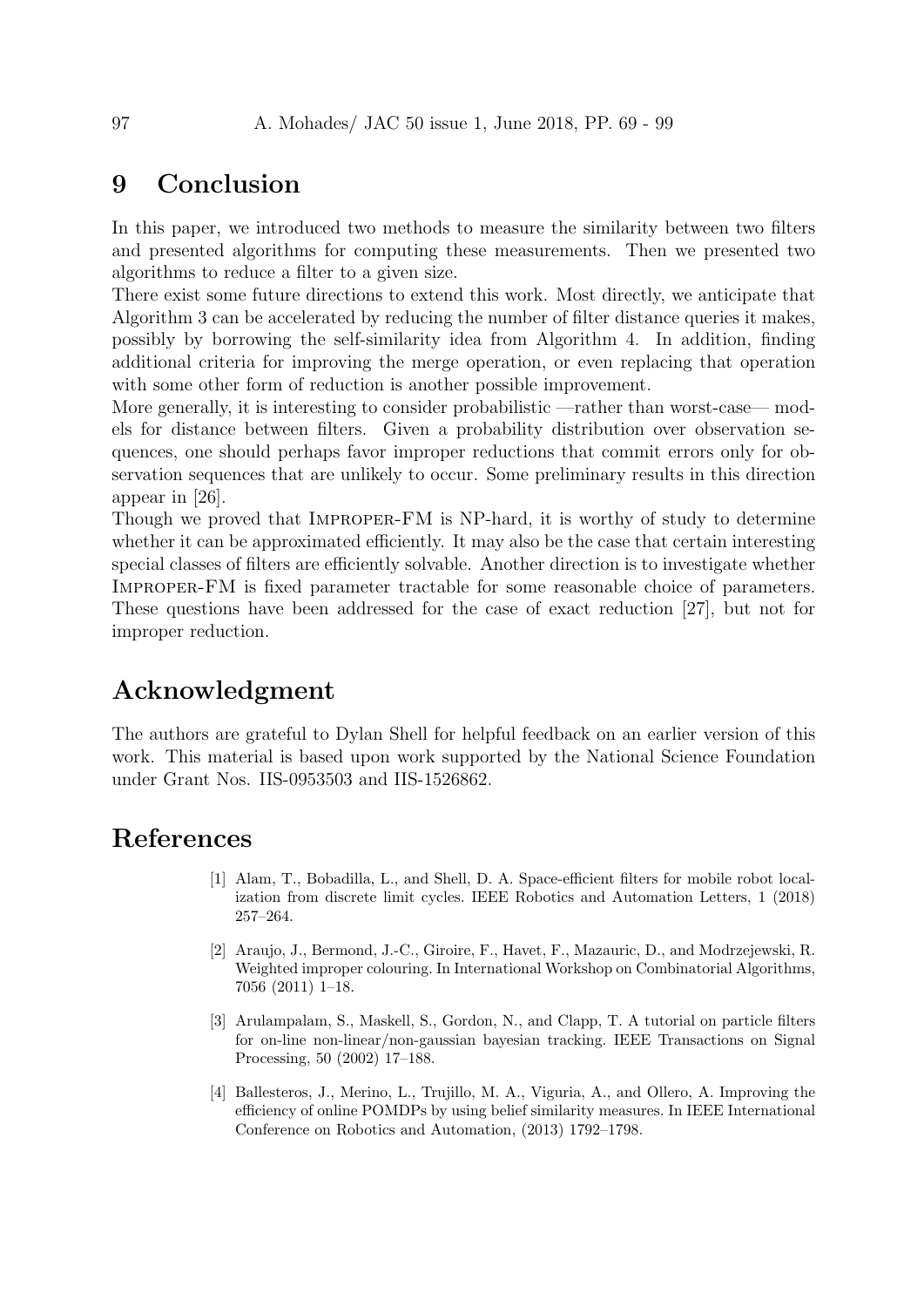# 9 Conclusion

In this paper, we introduced two methods to measure the similarity between two filters and presented algorithms for computing these measurements. Then we presented two algorithms to reduce a filter to a given size.

There exist some future directions to extend this work. Most directly, we anticipate that Algorithm 3 can be accelerated by reducing the number of filter distance queries it makes, possibly by borrowing the self-similarity idea from Algorithm 4. In addition, finding additional criteria for improving the merge operation, or even replacing that operation with some other form of reduction is another possible improvement.

More generally, it is interesting to consider probabilistic —rather than worst-case— models for distance between filters. Given a probability distribution over observation sequences, one should perhaps favor improper reductions that commit errors only for observation sequences that are unlikely to occur. Some preliminary results in this direction appear in [26].

Though we proved that Improper-FM is NP-hard, it is worthy of study to determine whether it can be approximated efficiently. It may also be the case that certain interesting special classes of filters are efficiently solvable. Another direction is to investigate whether Improper-FM is fixed parameter tractable for some reasonable choice of parameters. These questions have been addressed for the case of exact reduction [27], but not for improper reduction.

# Acknowledgment

The authors are grateful to Dylan Shell for helpful feedback on an earlier version of this work. This material is based upon work supported by the National Science Foundation under Grant Nos. IIS-0953503 and IIS-1526862.

# References

[1] Alam, T., Bobadilla, L., and Shell, D. A. Space-efficient filters for mobile robot localization from discrete limit cycles. IEEE Robotics and Automation Letters, 1 (2018) 257–264.

[2] Araujo, J., Bermond, J.-C., Giroire, F., Havet, F., Mazauric, D., and Modrzejewski, R. Weighted improper colouring. In International Workshop on Combinatorial Algorithms, 7056 (2011) 1–18.

[3] Arulampalam, S., Maskell, S., Gordon, N., and Clapp, T. A tutorial on particle filters for on-line non-linear/non-gaussian bayesian tracking. IEEE Transactions on Signal Processing, 50 (2002) 17–188.

[4] Ballesteros, J., Merino, L., Trujillo, M. A., Viguria, A., and Ollero, A. Improving the efficiency of online POMDPs by using belief similarity measures. In IEEE International Conference on Robotics and Automation, (2013) 1792–1798.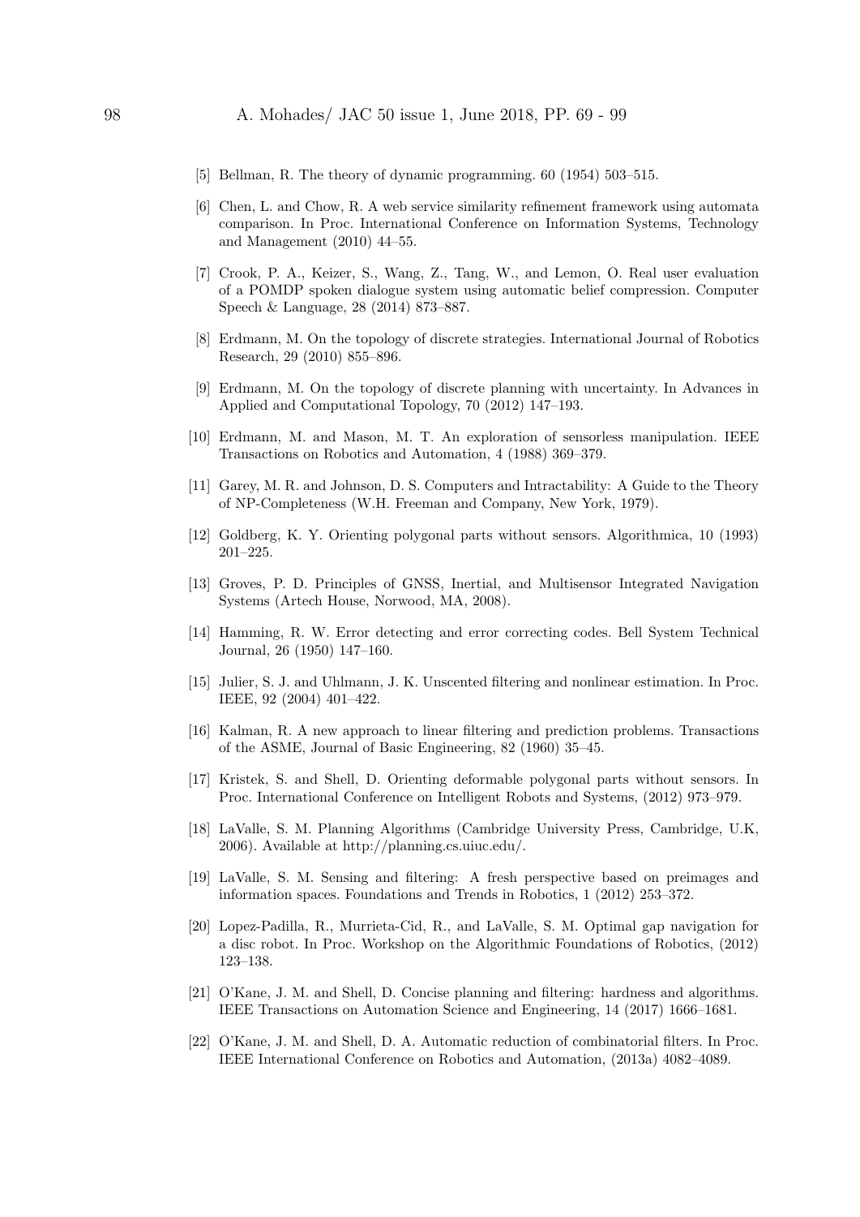[5] Bellman, R. The theory of dynamic programming. 60 (1954) 503–515.

[6] Chen, L. and Chow, R. A web service similarity refinement framework using automata comparison. In Proc. International Conference on Information Systems, Technology and Management (2010) 44–55.

[7] Crook, P. A., Keizer, S., Wang, Z., Tang, W., and Lemon, O. Real user evaluation of a POMDP spoken dialogue system using automatic belief compression. Computer Speech & Language, 28 (2014) 873–887.

[8] Erdmann, M. On the topology of discrete strategies. International Journal of Robotics Research, 29 (2010) 855–896.

[9] Erdmann, M. On the topology of discrete planning with uncertainty. In Advances in Applied and Computational Topology, 70 (2012) 147–193.

[10] Erdmann, M. and Mason, M. T. An exploration of sensorless manipulation. IEEE Transactions on Robotics and Automation, 4 (1988) 369–379.

[11] Garey, M. R. and Johnson, D. S. Computers and Intractability: A Guide to the Theory of NP-Completeness (W.H. Freeman and Company, New York, 1979).

[12] Goldberg, K. Y. Orienting polygonal parts without sensors. Algorithmica, 10 (1993) 201–225.

[13] Groves, P. D. Principles of GNSS, Inertial, and Multisensor Integrated Navigation Systems (Artech House, Norwood, MA, 2008).

[14] Hamming, R. W. Error detecting and error correcting codes. Bell System Technical Journal, 26 (1950) 147–160.

[15] Julier, S. J. and Uhlmann, J. K. Unscented filtering and nonlinear estimation. In Proc. IEEE, 92 (2004) 401–422.

[16] Kalman, R. A new approach to linear filtering and prediction problems. Transactions of the ASME, Journal of Basic Engineering, 82 (1960) 35–45.

[17] Kristek, S. and Shell, D. Orienting deformable polygonal parts without sensors. In Proc. International Conference on Intelligent Robots and Systems, (2012) 973–979.

[18] LaValle, S. M. Planning Algorithms (Cambridge University Press, Cambridge, U.K, 2006). Available at http://planning.cs.uiuc.edu/.

[19] LaValle, S. M. Sensing and filtering: A fresh perspective based on preimages and information spaces. Foundations and Trends in Robotics, 1 (2012) 253–372.

[20] Lopez-Padilla, R., Murrieta-Cid, R., and LaValle, S. M. Optimal gap navigation for a disc robot. In Proc. Workshop on the Algorithmic Foundations of Robotics, (2012) 123–138.

[21] O'Kane, J. M. and Shell, D. Concise planning and filtering: hardness and algorithms. IEEE Transactions on Automation Science and Engineering, 14 (2017) 1666–1681.

[22] O'Kane, J. M. and Shell, D. A. Automatic reduction of combinatorial filters. In Proc. IEEE International Conference on Robotics and Automation, (2013a) 4082–4089.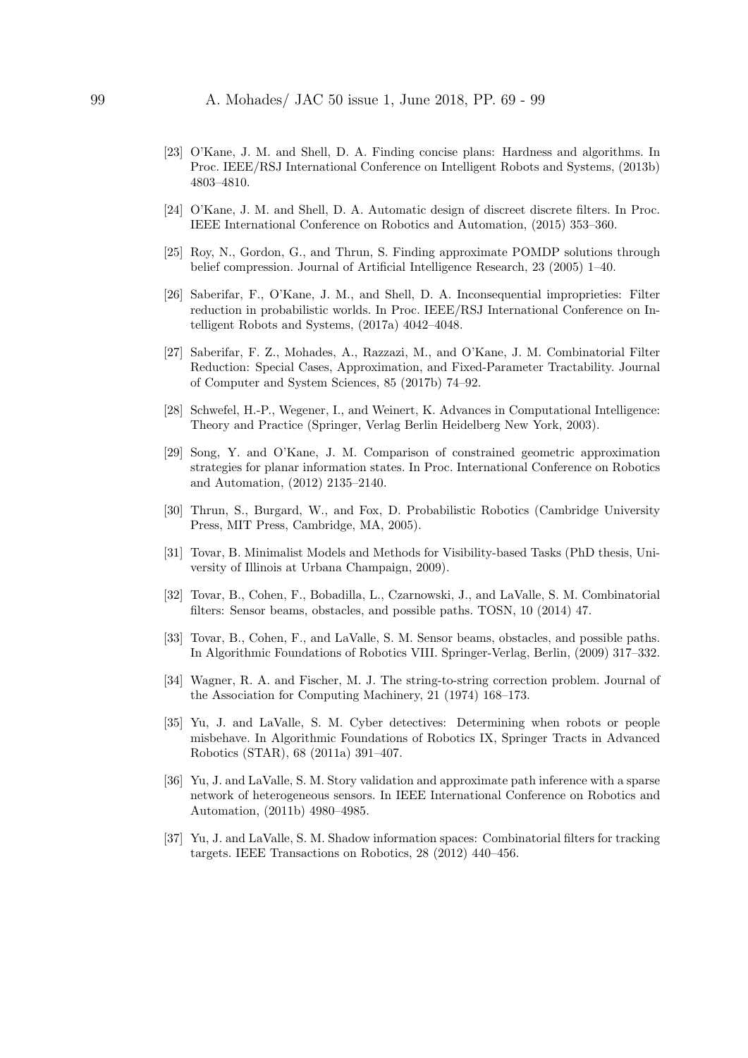[23] O'Kane, J. M. and Shell, D. A. Finding concise plans: Hardness and algorithms. In Proc. IEEE/RSJ International Conference on Intelligent Robots and Systems, (2013b) 4803–4810.

[24] O'Kane, J. M. and Shell, D. A. Automatic design of discreet discrete filters. In Proc. IEEE International Conference on Robotics and Automation, (2015) 353–360.

[25] Roy, N., Gordon, G., and Thrun, S. Finding approximate POMDP solutions through belief compression. Journal of Artificial Intelligence Research, 23 (2005) 1–40.

[26] Saberifar, F., O'Kane, J. M., and Shell, D. A. Inconsequential improprieties: Filter reduction in probabilistic worlds. In Proc. IEEE/RSJ International Conference on Intelligent Robots and Systems, (2017a) 4042–4048.

[27] Saberifar, F. Z., Mohades, A., Razzazi, M., and O'Kane, J. M. Combinatorial Filter Reduction: Special Cases, Approximation, and Fixed-Parameter Tractability. Journal of Computer and System Sciences, 85 (2017b) 74–92.

[28] Schwefel, H.-P., Wegener, I., and Weinert, K. Advances in Computational Intelligence: Theory and Practice (Springer, Verlag Berlin Heidelberg New York, 2003).

[29] Song, Y. and O'Kane, J. M. Comparison of constrained geometric approximation strategies for planar information states. In Proc. International Conference on Robotics and Automation, (2012) 2135–2140.

[30] Thrun, S., Burgard, W., and Fox, D. Probabilistic Robotics (Cambridge University Press, MIT Press, Cambridge, MA, 2005).

[31] Tovar, B. Minimalist Models and Methods for Visibility-based Tasks (PhD thesis, University of Illinois at Urbana Champaign, 2009).

[32] Tovar, B., Cohen, F., Bobadilla, L., Czarnowski, J., and LaValle, S. M. Combinatorial filters: Sensor beams, obstacles, and possible paths. TOSN, 10 (2014) 47.

[33] Tovar, B., Cohen, F., and LaValle, S. M. Sensor beams, obstacles, and possible paths. In Algorithmic Foundations of Robotics VIII. Springer-Verlag, Berlin, (2009) 317–332.

[34] Wagner, R. A. and Fischer, M. J. The string-to-string correction problem. Journal of the Association for Computing Machinery, 21 (1974) 168–173.

[35] Yu, J. and LaValle, S. M. Cyber detectives: Determining when robots or people misbehave. In Algorithmic Foundations of Robotics IX, Springer Tracts in Advanced Robotics (STAR), 68 (2011a) 391–407.

[36] Yu, J. and LaValle, S. M. Story validation and approximate path inference with a sparse network of heterogeneous sensors. In IEEE International Conference on Robotics and Automation, (2011b) 4980–4985.

[37] Yu, J. and LaValle, S. M. Shadow information spaces: Combinatorial filters for tracking targets. IEEE Transactions on Robotics, 28 (2012) 440–456.